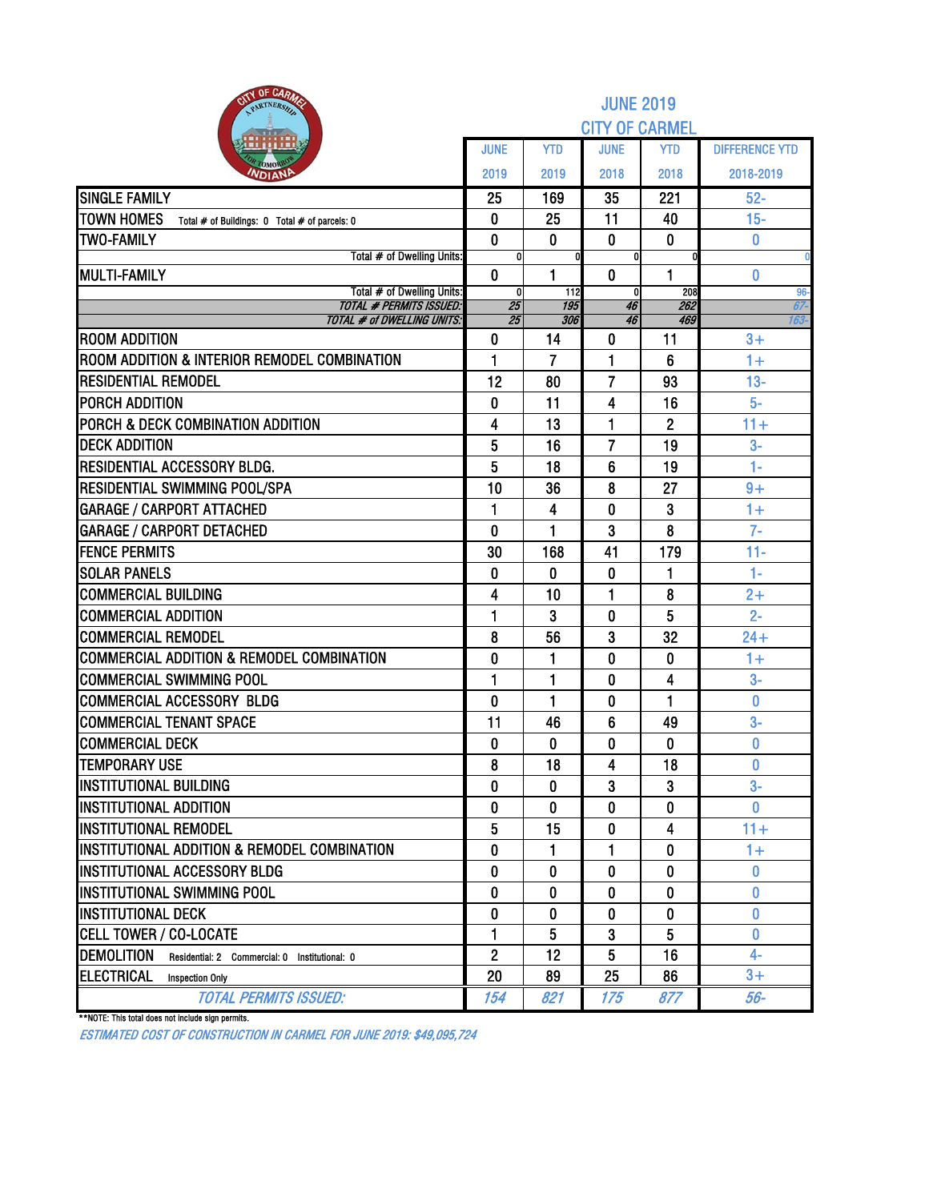# JUNE 2019

## CITY OF CARMEL

| | JUNE 2019 | YTD 2019 | JUNE 2018 | YTD 2018 | DIFFERENCE YTD 2018-2019 |
|---|---|---|---|---|---|
| SINGLE FAMILY | 25 | 169 | 35 | 221 | 52- |
| TOWN HOMES Total # of Buildings: 0 Total # of parcels: 0 | 0 | 25 | 11 | 40 | 15- |
| TWO-FAMILY | 0 | 0 | 0 | 0 | 0 |
| Total # of Dwelling Units: | 0 | 0 | 0 | 0 | 0 |
| MULTI-FAMILY | 0 | 1 | 0 | 1 | 0 |
| Total # of Dwelling Units: | 0 | 112 | 0 | 208 | 96- |
| *TOTAL # PERMITS ISSUED:* | *25* | *195* | *46* | *262* | *67-* |
| *TOTAL # of DWELLING UNITS:* | *25* | *306* | *46* | *469* | *163-* |
| ROOM ADDITION | 0 | 14 | 0 | 11 | 3+ |
| ROOM ADDITION & INTERIOR REMODEL COMBINATION | 1 | 7 | 1 | 6 | 1+ |
| RESIDENTIAL REMODEL | 12 | 80 | 7 | 93 | 13- |
| PORCH ADDITION | 0 | 11 | 4 | 16 | 5- |
| PORCH & DECK COMBINATION ADDITION | 4 | 13 | 1 | 2 | 11+ |
| DECK ADDITION | 5 | 16 | 7 | 19 | 3- |
| RESIDENTIAL ACCESSORY BLDG. | 5 | 18 | 6 | 19 | 1- |
| RESIDENTIAL SWIMMING POOL/SPA | 10 | 36 | 8 | 27 | 9+ |
| GARAGE / CARPORT ATTACHED | 1 | 4 | 0 | 3 | 1+ |
| GARAGE / CARPORT DETACHED | 0 | 1 | 3 | 8 | 7- |
| FENCE PERMITS | 30 | 168 | 41 | 179 | 11- |
| SOLAR PANELS | 0 | 0 | 0 | 1 | 1- |
| COMMERCIAL BUILDING | 4 | 10 | 1 | 8 | 2+ |
| COMMERCIAL ADDITION | 1 | 3 | 0 | 5 | 2- |
| COMMERCIAL REMODEL | 8 | 56 | 3 | 32 | 24+ |
| COMMERCIAL ADDITION & REMODEL COMBINATION | 0 | 1 | 0 | 0 | 1+ |
| COMMERCIAL SWIMMING POOL | 1 | 1 | 0 | 4 | 3- |
| COMMERCIAL ACCESSORY BLDG | 0 | 1 | 0 | 1 | 0 |
| COMMERCIAL TENANT SPACE | 11 | 46 | 6 | 49 | 3- |
| COMMERCIAL DECK | 0 | 0 | 0 | 0 | 0 |
| TEMPORARY USE | 8 | 18 | 4 | 18 | 0 |
| INSTITUTIONAL BUILDING | 0 | 0 | 3 | 3 | 3- |
| INSTITUTIONAL ADDITION | 0 | 0 | 0 | 0 | 0 |
| INSTITUTIONAL REMODEL | 5 | 15 | 0 | 4 | 11+ |
| INSTITUTIONAL ADDITION & REMODEL COMBINATION | 0 | 1 | 1 | 0 | 1+ |
| INSTITUTIONAL ACCESSORY BLDG | 0 | 0 | 0 | 0 | 0 |
| INSTITUTIONAL SWIMMING POOL | 0 | 0 | 0 | 0 | 0 |
| INSTITUTIONAL DECK | 0 | 0 | 0 | 0 | 0 |
| CELL TOWER / CO-LOCATE | 1 | 5 | 3 | 5 | 0 |
| DEMOLITION Residential: 2 Commercial: 0 Institutional: 0 | 2 | 12 | 5 | 16 | 4- |
| ELECTRICAL Inspection Only | 20 | 89 | 25 | 86 | 3+ |
| *TOTAL PERMITS ISSUED:* | *154* | *821* | *175* | *877* | *56-* |

**NOTE: This total does not include sign permits.

*ESTIMATED COST OF CONSTRUCTION IN CARMEL FOR JUNE 2019: $49,095,724*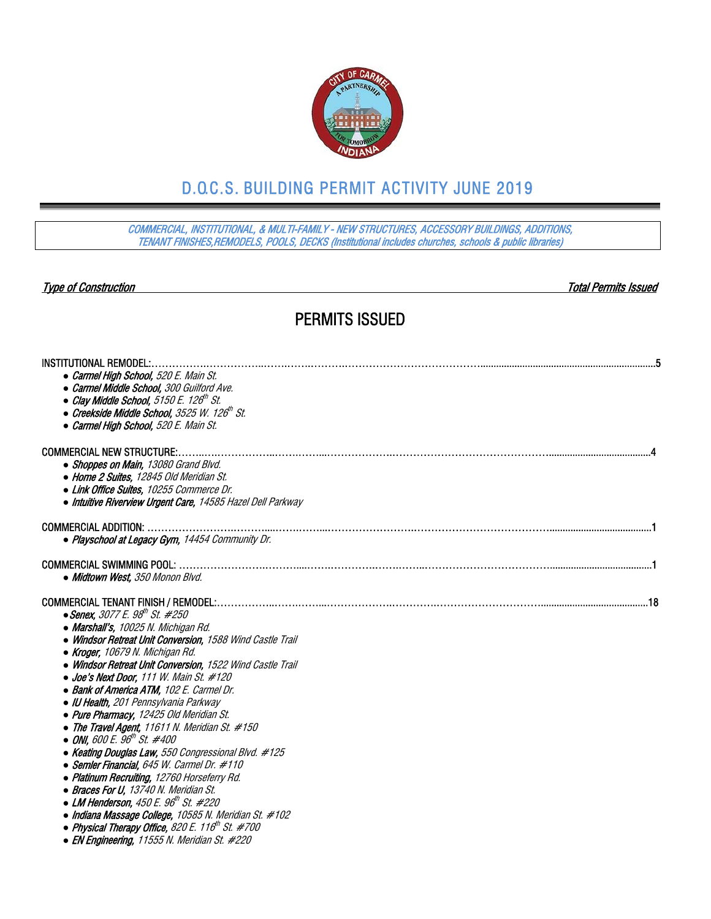# D.O.C.S. BUILDING PERMIT ACTIVITY JUNE 2019

*COMMERCIAL, INSTITUTIONAL, & MULTI-FAMILY - NEW STRUCTURES, ACCESSORY BUILDINGS, ADDITIONS, TENANT FINISHES,REMODELS, POOLS, DECKS (Institutional includes churches, schools & public libraries)*

*Type of Construction* — *Total Permits Issued*

## PERMITS ISSUED

INSTITUTIONAL REMODEL:……………………………………………………………………………………5

- ***Carmel High School,*** *520 E. Main St.*
- ***Carmel Middle School,*** *300 Guilford Ave.*
- ***Clay Middle School,*** *5150 E. 126th St.*
- ***Creekside Middle School,*** *3525 W. 126th St.*
- ***Carmel High School,*** *520 E. Main St.*

COMMERCIAL NEW STRUCTURE:……………………………………………………………………………………4

- ***Shoppes on Main,*** *13080 Grand Blvd.*
- ***Home 2 Suites,*** *12845 Old Meridian St.*
- ***Link Office Suites,*** *10255 Commerce Dr.*
- ***Intuitive Riverview Urgent Care,*** *14585 Hazel Dell Parkway*

COMMERCIAL ADDITION: ……………………………………………………………………………………1

- ***Playschool at Legacy Gym,*** *14454 Community Dr.*

COMMERCIAL SWIMMING POOL: ……………………………………………………………………………………1

- ***Midtown West,*** *350 Monon Blvd.*

COMMERCIAL TENANT FINISH / REMODEL:……………………………………………………………………………………18

- ***Senex,*** *3077 E. 98th St. #250*
- ***Marshall's,*** *10025 N. Michigan Rd.*
- ***Windsor Retreat Unit Conversion,*** *1588 Wind Castle Trail*
- ***Kroger,*** *10679 N. Michigan Rd.*
- ***Windsor Retreat Unit Conversion,*** *1522 Wind Castle Trail*
- ***Joe's Next Door,*** *111 W. Main St. #120*
- ***Bank of America ATM,*** *102 E. Carmel Dr.*
- ***IU Health,*** *201 Pennsylvania Parkway*
- ***Pure Pharmacy,*** *12425 Old Meridian St.*
- ***The Travel Agent,*** *11611 N. Meridian St. #150*
- ***ONI,*** *600 E. 96th St. #400*
- ***Keating Douglas Law,*** *550 Congressional Blvd. #125*
- ***Semler Financial,*** *645 W. Carmel Dr. #110*
- ***Platinum Recruiting,*** *12760 Horseferry Rd.*
- ***Braces For U,*** *13740 N. Meridian St.*
- ***LM Henderson,*** *450 E. 96th St. #220*
- ***Indiana Massage College,*** *10585 N. Meridian St. #102*
- ***Physical Therapy Office,*** *820 E. 116th St. #700*
- ***EN Engineering,*** *11555 N. Meridian St. #220*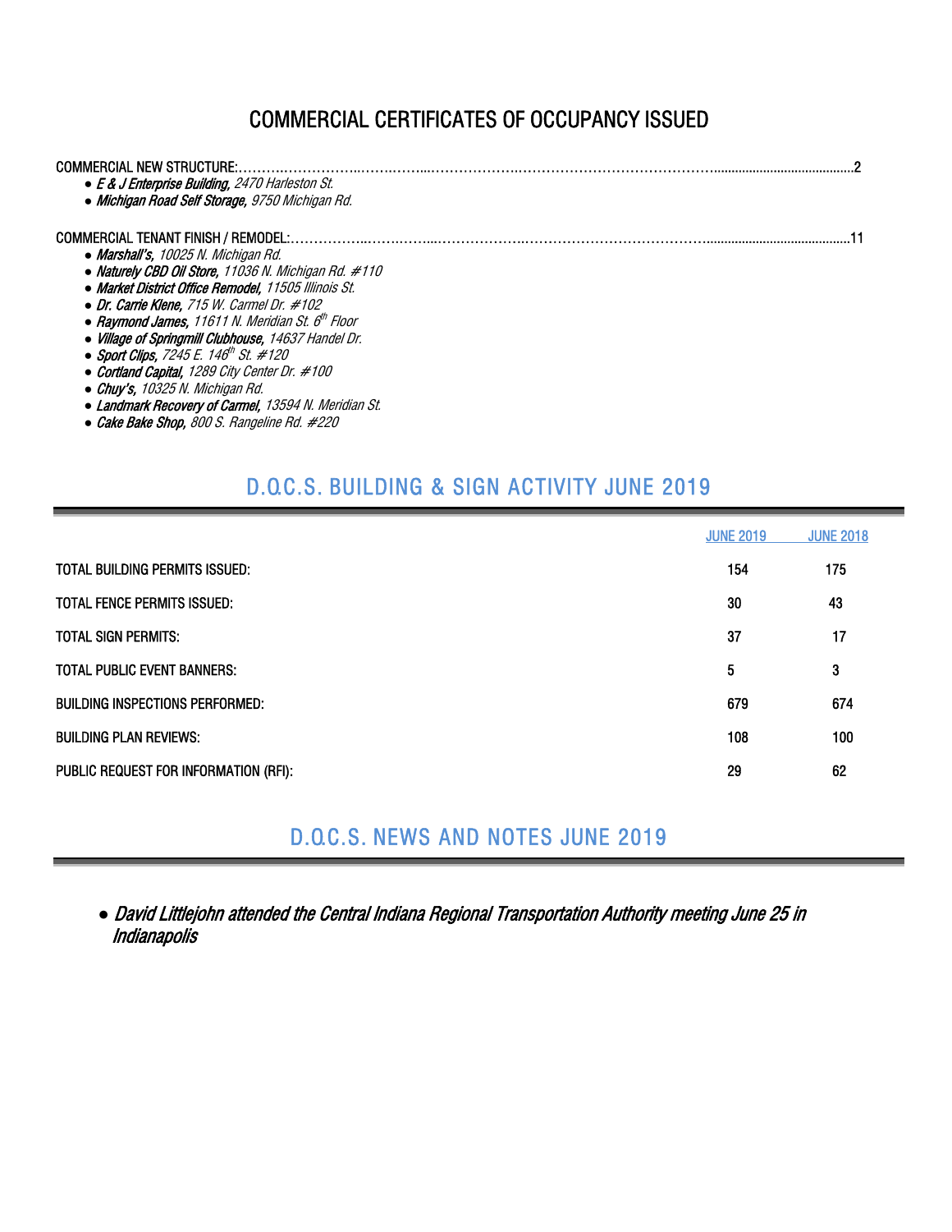# COMMERCIAL CERTIFICATES OF OCCUPANCY ISSUED

COMMERCIAL NEW STRUCTURE:..........................................................................................................................2

- ***E & J Enterprise Building,*** *2470 Harleston St.*
- ***Michigan Road Self Storage,*** *9750 Michigan Rd.*

COMMERCIAL TENANT FINISH / REMODEL:..........................................................................................................11

- ***Marshall's,*** *10025 N. Michigan Rd.*
- ***Naturely CBD Oil Store,*** *11036 N. Michigan Rd. #110*
- ***Market District Office Remodel,*** *11505 Illinois St.*
- ***Dr. Carrie Klene,*** *715 W. Carmel Dr. #102*
- ***Raymond James,*** *11611 N. Meridian St. 6th Floor*
- ***Village of Springmill Clubhouse,*** *14637 Handel Dr.*
- ***Sport Clips,*** *7245 E. 146th St. #120*
- ***Cortland Capital,*** *1289 City Center Dr. #100*
- ***Chuy's,*** *10325 N. Michigan Rd.*
- ***Landmark Recovery of Carmel,*** *13594 N. Meridian St.*
- ***Cake Bake Shop,*** *800 S. Rangeline Rd. #220*

## D.O.C.S. BUILDING & SIGN ACTIVITY JUNE 2019

| | JUNE 2019 | JUNE 2018 |
|---|---|---|
| TOTAL BUILDING PERMITS ISSUED: | 154 | 175 |
| TOTAL FENCE PERMITS ISSUED: | 30 | 43 |
| TOTAL SIGN PERMITS: | 37 | 17 |
| TOTAL PUBLIC EVENT BANNERS: | 5 | 3 |
| BUILDING INSPECTIONS PERFORMED: | 679 | 674 |
| BUILDING PLAN REVIEWS: | 108 | 100 |
| PUBLIC REQUEST FOR INFORMATION (RFI): | 29 | 62 |

## D.O.C.S. NEWS AND NOTES JUNE 2019

- ***David Littlejohn attended the Central Indiana Regional Transportation Authority meeting June 25 in Indianapolis***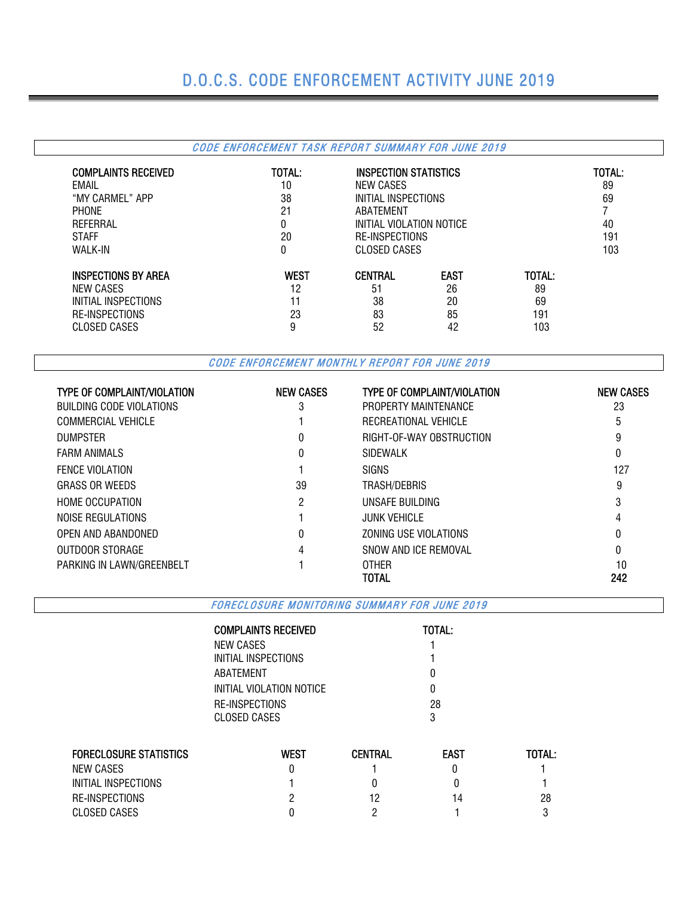# D.O.C.S. CODE ENFORCEMENT ACTIVITY JUNE 2019

## *CODE ENFORCEMENT TASK REPORT SUMMARY FOR JUNE 2019*

| COMPLAINTS RECEIVED | TOTAL: | INSPECTION STATISTICS | TOTAL: |
|---|---|---|---|
| EMAIL | 10 | NEW CASES | 89 |
| "MY CARMEL" APP | 38 | INITIAL INSPECTIONS | 69 |
| PHONE | 21 | ABATEMENT | 7 |
| REFERRAL | 0 | INITIAL VIOLATION NOTICE | 40 |
| STAFF | 20 | RE-INSPECTIONS | 191 |
| WALK-IN | 0 | CLOSED CASES | 103 |

| INSPECTIONS BY AREA | WEST | CENTRAL | EAST | TOTAL: |
|---|---|---|---|---|
| NEW CASES | 12 | 51 | 26 | 89 |
| INITIAL INSPECTIONS | 11 | 38 | 20 | 69 |
| RE-INSPECTIONS | 23 | 83 | 85 | 191 |
| CLOSED CASES | 9 | 52 | 42 | 103 |

## *CODE ENFORCEMENT MONTHLY REPORT FOR JUNE 2019*

| TYPE OF COMPLAINT/VIOLATION | NEW CASES | TYPE OF COMPLAINT/VIOLATION | NEW CASES |
|---|---|---|---|
| BUILDING CODE VIOLATIONS | 3 | PROPERTY MAINTENANCE | 23 |
| COMMERCIAL VEHICLE | 1 | RECREATIONAL VEHICLE | 5 |
| DUMPSTER | 0 | RIGHT-OF-WAY OBSTRUCTION | 9 |
| FARM ANIMALS | 0 | SIDEWALK | 0 |
| FENCE VIOLATION | 1 | SIGNS | 127 |
| GRASS OR WEEDS | 39 | TRASH/DEBRIS | 9 |
| HOME OCCUPATION | 2 | UNSAFE BUILDING | 3 |
| NOISE REGULATIONS | 1 | JUNK VEHICLE | 4 |
| OPEN AND ABANDONED | 0 | ZONING USE VIOLATIONS | 0 |
| OUTDOOR STORAGE | 4 | SNOW AND ICE REMOVAL | 0 |
| PARKING IN LAWN/GREENBELT | 1 | OTHER | 10 |
| | | **TOTAL** | **242** |

## *FORECLOSURE MONITORING SUMMARY FOR JUNE 2019*

| COMPLAINTS RECEIVED | TOTAL: |
|---|---|
| NEW CASES | 1 |
| INITIAL INSPECTIONS | 1 |
| ABATEMENT | 0 |
| INITIAL VIOLATION NOTICE | 0 |
| RE-INSPECTIONS | 28 |
| CLOSED CASES | 3 |

| FORECLOSURE STATISTICS | WEST | CENTRAL | EAST | TOTAL: |
|---|---|---|---|---|
| NEW CASES | 0 | 1 | 0 | 1 |
| INITIAL INSPECTIONS | 1 | 0 | 0 | 1 |
| RE-INSPECTIONS | 2 | 12 | 14 | 28 |
| CLOSED CASES | 0 | 2 | 1 | 3 |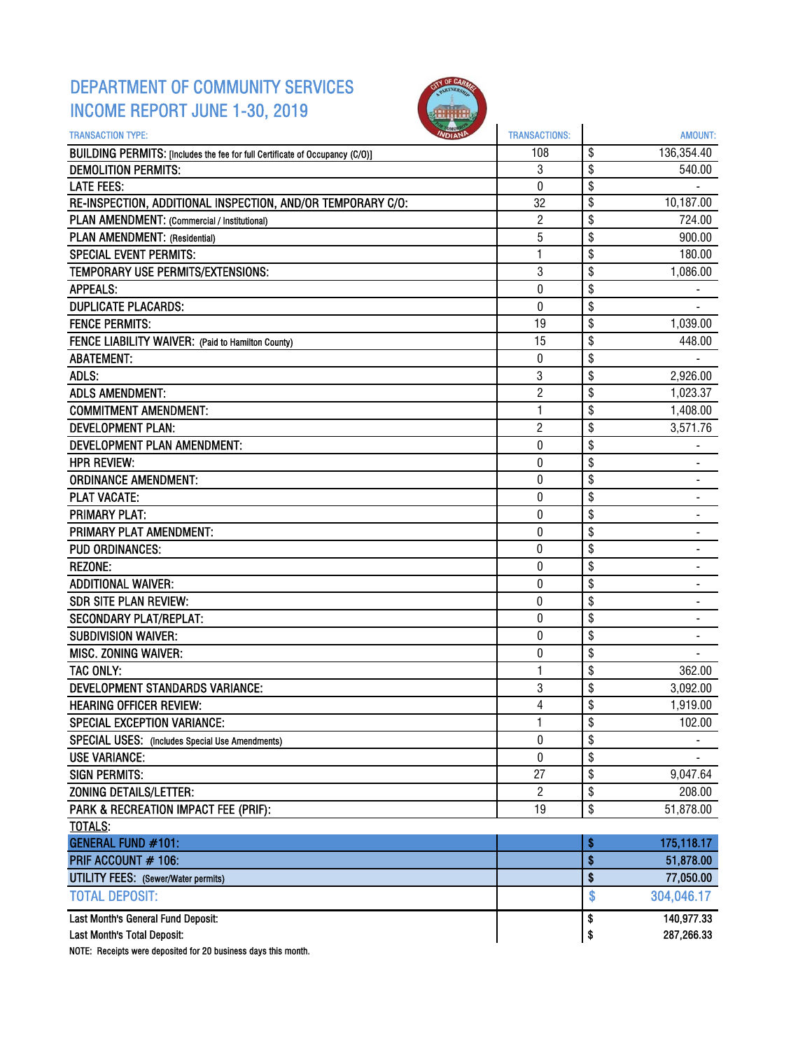# DEPARTMENT OF COMMUNITY SERVICES
# INCOME REPORT JUNE 1-30, 2019

| TRANSACTION TYPE: | TRANSACTIONS: | AMOUNT: |
|---|---|---|
| BUILDING PERMITS: [Includes the fee for full Certificate of Occupancy (C/O)] | 108 | $ 136,354.40 |
| DEMOLITION PERMITS: | 3 | $ 540.00 |
| LATE FEES: | 0 | $ - |
| RE-INSPECTION, ADDITIONAL INSPECTION, AND/OR TEMPORARY C/O: | 32 | $ 10,187.00 |
| PLAN AMENDMENT: (Commercial / Institutional) | 2 | $ 724.00 |
| PLAN AMENDMENT: (Residential) | 5 | $ 900.00 |
| SPECIAL EVENT PERMITS: | 1 | $ 180.00 |
| TEMPORARY USE PERMITS/EXTENSIONS: | 3 | $ 1,086.00 |
| APPEALS: | 0 | $ - |
| DUPLICATE PLACARDS: | 0 | $ - |
| FENCE PERMITS: | 19 | $ 1,039.00 |
| FENCE LIABILITY WAIVER: (Paid to Hamilton County) | 15 | $ 448.00 |
| ABATEMENT: | 0 | $ - |
| ADLS: | 3 | $ 2,926.00 |
| ADLS AMENDMENT: | 2 | $ 1,023.37 |
| COMMITMENT AMENDMENT: | 1 | $ 1,408.00 |
| DEVELOPMENT PLAN: | 2 | $ 3,571.76 |
| DEVELOPMENT PLAN AMENDMENT: | 0 | $ - |
| HPR REVIEW: | 0 | $ - |
| ORDINANCE AMENDMENT: | 0 | $ - |
| PLAT VACATE: | 0 | $ - |
| PRIMARY PLAT: | 0 | $ - |
| PRIMARY PLAT AMENDMENT: | 0 | $ - |
| PUD ORDINANCES: | 0 | $ - |
| REZONE: | 0 | $ - |
| ADDITIONAL WAIVER: | 0 | $ - |
| SDR SITE PLAN REVIEW: | 0 | $ - |
| SECONDARY PLAT/REPLAT: | 0 | $ - |
| SUBDIVISION WAIVER: | 0 | $ - |
| MISC. ZONING WAIVER: | 0 | $ - |
| TAC ONLY: | 1 | $ 362.00 |
| DEVELOPMENT STANDARDS VARIANCE: | 3 | $ 3,092.00 |
| HEARING OFFICER REVIEW: | 4 | $ 1,919.00 |
| SPECIAL EXCEPTION VARIANCE: | 1 | $ 102.00 |
| SPECIAL USES: (Includes Special Use Amendments) | 0 | $ - |
| USE VARIANCE: | 0 | $ - |
| SIGN PERMITS: | 27 | $ 9,047.64 |
| ZONING DETAILS/LETTER: | 2 | $ 208.00 |
| PARK & RECREATION IMPACT FEE (PRIF): | 19 | $ 51,878.00 |
| **TOTALS:** | | |
| **GENERAL FUND #101:** | | **$ 175,118.17** |
| **PRIF ACCOUNT # 106:** | | **$ 51,878.00** |
| **UTILITY FEES: (Sewer/Water permits)** | | **$ 77,050.00** |
| **TOTAL DEPOSIT:** | | **$ 304,046.17** |
| Last Month's General Fund Deposit: | | $ 140,977.33 |
| Last Month's Total Deposit: | | $ 287,266.33 |

NOTE: Receipts were deposited for 20 business days this month.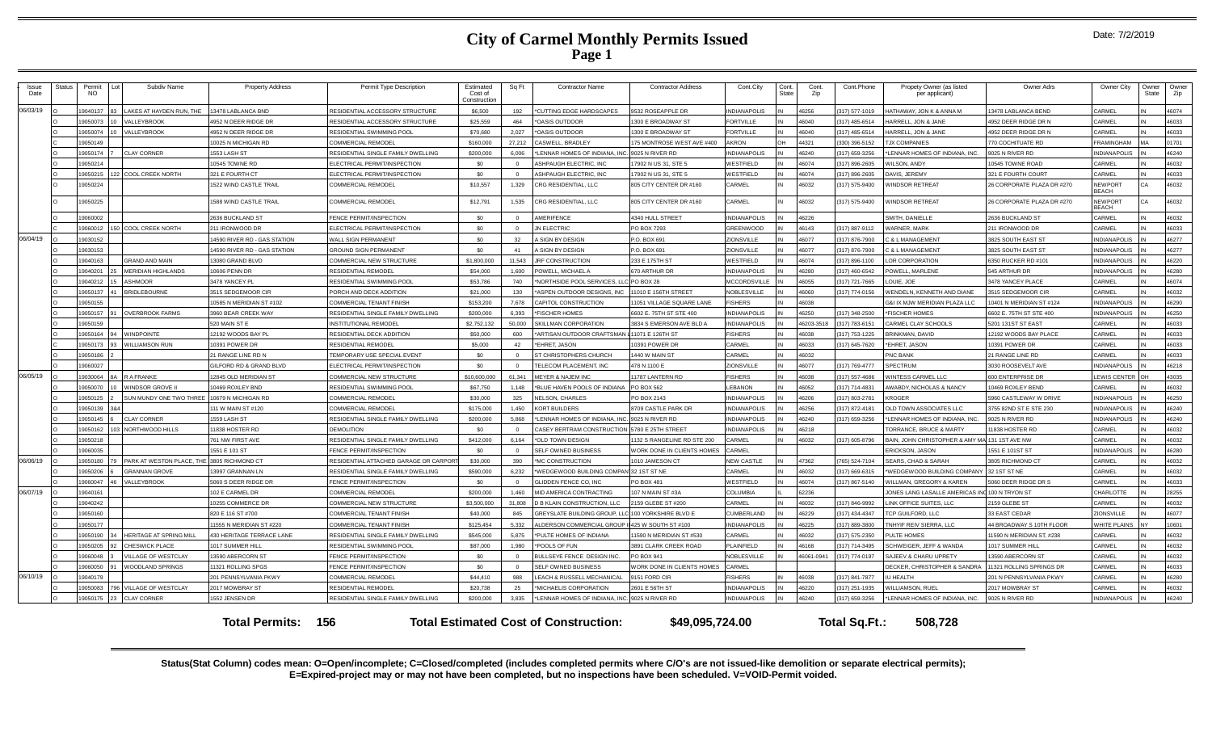# City of Carmel Monthly Permits Issued

Date: 7/2/2019

| Issue Date | Status | Permit NO | Lot | Subdiv Name | Property Address | Permit Type Description | Estimated Cost of Construction | Sq Ft | Contractor Name | Contractor Address | Cont.City | Cont. State | Cont. Zip | Cont.Phone | Propety Owner (as listed per applicant) | Owner Adrs | Owner City | Owner State | Owner Zip |
|---|---|---|---|---|---|---|---|---|---|---|---|---|---|---|---|---|---|---|---|
| 06/03/19 | O | 19040137 | 83 | LAKES AT HAYDEN RUN, THE | 13478 LABLANCA BND | RESIDENTIAL ACCESSORY STRUCTURE | $6,500 | 192 | *CUTTING EDGE HARDSCAPES | 9532 ROSEAPPLE DR | INDIANAPOLIS | IN | 46256 | (317) 577-1019 | HATHAWAY, JON K & ANNA M | 13478 LABLANCA BEND | CARMEL | IN | 46074 |
| | O | 19050073 | 10 | VALLEYBROOK | 4952 N DEER RIDGE DR | RESIDENTIAL ACCESSORY STRUCTURE | $25,559 | 464 | *OASIS OUTDOOR | 1300 E BROADWAY ST | FORTVILLE | IN | 46040 | (317) 485-6514 | HARRELL, JON & JANE | 4952 DEER RIDGE DR N | CARMEL | IN | 46033 |
| | O | 19050074 | 10 | VALLEYBROOK | 4952 N DEER RIDGE DR | RESIDENTIAL SWIMMING POOL | $70,680 | 2,027 | *OASIS OUTDOOR | 1300 E BROADWAY ST | FORTVILLE | IN | 46040 | (317) 485-6514 | HARRELL, JON & JANE | 4952 DEER RIDGE DR N | CARMEL | IN | 46033 |
| | C | 19050149 | | | 10025 N MICHIGAN RD | COMMERCIAL REMODEL | $160,000 | 27,212 | CASWELL, BRADLEY | 175 MONTROSE WEST AVE #400 | AKRON | OH | 44321 | (330) 396-5152 | TJX COMPANIES | 770 COCHITUATE RD | FRAMINGHAM | MA | 01701 |
| | O | 19050174 | 7 | CLAY CORNER | 1553 LASH ST | RESIDENTIAL SINGLE FAMILY DWELLING | $200,000 | 6,006 | *LENNAR HOMES OF INDIANA, INC. | 9025 N RIVER RD | INDIANAPOLIS | IN | 46240 | (317) 659-3256 | *LENNAR HOMES OF INDIANA, INC. | 9025 N RIVER RD | INDIANAPOLIS | IN | 46240 |
| | O | 19050214 | | | 10545 TOWNE RD | ELECTRICAL PERMIT/INSPECTION | $0 | 0 | ASHPAUGH ELECTRIC, INC | 17902 N US 31, STE 5 | WESTFIELD | IN | 46074 | (317) 896-2605 | WILSON, ANDY | 10545 TOWNE ROAD | CARMEL | IN | 46032 |
| | O | 19050215 | 122 | COOL CREEK NORTH | 321 E FOURTH CT | ELECTRICAL PERMIT/INSPECTION | $0 | 0 | ASHPAUGH ELECTRIC, INC | 17902 N US 31, STE 5 | WESTFIELD | IN | 46074 | (317) 896-2605 | DAVIS, JEREMY | 321 E FOURTH COURT | CARMEL | IN | 46033 |
| | O | 19050224 | | | 1522 WIND CASTLE TRAIL | COMMERCIAL REMODEL | $10,557 | 1,329 | CRG RESIDENTIAL, LLC | 805 CITY CENTER DR #160 | CARMEL | IN | 46032 | (317) 575-9400 | WINDSOR RETREAT | 26 CORPORATE PLAZA DR #270 | NEWPORT BEACH | CA | 46032 |
| | O | 19050225 | | | 1588 WIND CASTLE TRAIL | COMMERCIAL REMODEL | $12,791 | 1,535 | CRG RESIDENTIAL, LLC | 805 CITY CENTER DR #160 | CARMEL | IN | 46032 | (317) 575-9400 | WINDSOR RETREAT | 26 CORPORATE PLAZA DR #270 | NEWPORT BEACH | CA | 46032 |
| | O | 19060002 | | | 2636 BUCKLAND ST | FENCE PERMIT/INSPECTION | $0 | 0 | AMERIFENCE | 4340 HULL STREET | INDIANAPOLIS | IN | 46226 | | SMITH, DANIELLE | 2636 BUCKLAND ST | CARMEL | IN | 46032 |
| | C | 19060012 | 150 | COOL CREEK NORTH | 211 IRONWOOD DR | ELECTRICAL PERMIT/INSPECTION | $0 | 0 | JN ELECTRIC | PO BOX 7293 | GREENWOOD | IN | 46143 | (317) 887-9112 | WARNER, MARK | 211 IRONWOOD DR | CARMEL | IN | 46033 |
| 06/04/19 | O | 19030152 | | | 14590 RIVER RD - GAS STATION | WALL SIGN PERMANENT | $0 | 32 | A SIGN BY DESIGN | P.O. BOX 691 | ZIONSVILLE | IN | 46077 | (317) 876-7900 | C & L MANAGEMENT | 3825 SOUTH EAST ST | INDIANAPOLIS | IN | 46277 |
| | O | 19030153 | | | 14590 RIVER RD - GAS STATION | GROUND SIGN PERMANENT | $0 | 41 | A SIGN BY DESIGN | P.O. BOX 691 | ZIONSVILLE | IN | 46077 | (317) 876-7900 | C & L MANAGEMENT | 3825 SOUTH EAST ST | INDIANAPOLIS | IN | 46277 |
| | O | 19040163 | | GRAND AND MAIN | 13080 GRAND BLVD | COMMERCIAL NEW STRUCTURE | $1,800,000 | 11,543 | JRF CONSTRUCTION | 233 E 175TH ST | WESTFIELD | IN | 46074 | (317) 896-1100 | LOR CORPORATION | 6350 RUCKER RD #101 | INDIANAPOLIS | IN | 46220 |
| | O | 19040201 | 25 | MERIDIAN HIGHLANDS | 10606 PENN DR | RESIDENTIAL REMODEL | $54,000 | 1,600 | POWELL, MICHAEL A | 670 ARTHUR DR | INDIANAPOLIS | IN | 46280 | (317) 460-6542 | POWELL, MARLENE | 545 ARTHUR DR | INDIANAPOLIS | IN | 46280 |
| | O | 19040212 | 15 | ASHMOOR | 3478 YANCEY PL | RESIDENTIAL SWIMMING POOL | $53,786 | 740 | *NORTHSIDE POOL SERVICES, LLC | PO BOX 28 | MCCORDSVILLE | IN | 46055 | (317) 721-7665 | LOUIE, JOE | 3478 YANCEY PLACE | CARMEL | IN | 46074 |
| | O | 19050137 | 41 | BRIDLEBOURNE | 3515 SEDGEMOOR CIR | PORCH AND DECK ADDITION | $21,000 | 130 | *ASPEN OUTDOOR DESIGNS, INC | 11010 E 156TH STREET | NOBLESVILLE | IN | 46060 | (317) 774-0156 | WENDELN, KENNETH AND DIANE | 3515 SEDGEMOOR CIR | CARMEL | IN | 46032 |
| | O | 19050155 | | | 10585 N MERIDIAN ST #102 | COMMERCIAL TENANT FINISH | $153,200 | 7,678 | CAPITOL CONSTRUCTION | 11051 VILLAGE SQUARE LANE | FISHERS | IN | 46038 | | G&I IX MJW MERIDIAN PLAZA LLC | 10401 N MERIDIAN ST #124 | INDIANAPOLIS | IN | 46290 |
| | O | 19050157 | 91 | OVERBROOK FARMS | 3960 BEAR CREEK WAY | RESIDENTIAL SINGLE FAMILY DWELLING | $200,000 | 6,393 | *FISCHER HOMES | 6602 E. 75TH ST STE 400 | INDIANAPOLIS | IN | 46250 | (317) 348-2500 | *FISCHER HOMES | 6602 E. 75TH ST STE 400 | INDIANAPOLIS | IN | 46250 |
| | O | 19050159 | | | 520 MAIN ST E | INSTITUTIONAL REMODEL | $2,752,132 | 50,000 | SKILLMAN CORPORATION | 3834 S EMERSON AVE BLD A | INDIANAPOLIS | IN | 46203-3518 | (317) 783-6151 | CARMEL CLAY SCHOOLS | 5201 131ST ST EAST | CARMEL | IN | 46033 |
| | O | 19050164 | 94 | WINDPOINTE | 12192 WOODS BAY PL | RESIDENTIAL DECK ADDITION | $50,000 | 600 | *ARTISAN OUTDOOR CRAFTSMAN L | 11071 E 126TH ST | FISHERS | IN | 46038 | (317) 753-1225 | BRINKMAN, DAVID | 12192 WOODS BAY PLACE | CARMEL | IN | 46033 |
| | C | 19050173 | 93 | WILLIAMSON RUN | 10391 POWER DR | RESIDENTIAL REMODEL | $5,000 | 42 | *EHRET, JASON | 10391 POWER DR | CARMEL | IN | 46033 | (317) 645-7620 | *EHRET, JASON | 10391 POWER DR | CARMEL | IN | 46033 |
| | O | 19050186 | 2 | | 21 RANGE LINE RD N | TEMPORARY USE SPECIAL EVENT | $0 | 0 | ST CHRISTOPHERS CHURCH | 1440 W MAIN ST | CARMEL | IN | 46032 | | PNC BANK | 21 RANGE LINE RD | CARMEL | IN | 46033 |
| | O | 19060027 | | | GILFORD RD & GRAND BLVD | ELECTRICAL PERMIT/INSPECTION | $0 | 0 | TELECOM PLACEMENT, INC | 478 N 1100 E | ZIONSVILLE | IN | 46077 | (317) 769-4777 | SPECTRUM | 3030 ROOSEVELT AVE | INDIANAPOLIS | IN | 46218 |
| 06/05/19 | O | 19030064 | 8A | R A FRANKE | 12845 OLD MERIDIAN ST | COMMERCIAL NEW STRUCTURE | $10,600,000 | 61,341 | MEYER & NAJEM INC | 11787 LANTERN RD | FISHERS | IN | 46038 | (317) 557-4686 | WITNESS CARMEL LLC | 600 ENTERPRISE DR | LEWIS CENTER | OH | 43035 |
| | O | 19050070 | 10 | WINDSOR GROVE II | 10469 ROXLEY BND | RESIDENTIAL SWIMMING POOL | $67,750 | 1,148 | *BLUE HAVEN POOLS OF INDIANA | PO BOX 562 | LEBANON | IN | 46052 | (317) 714-4831 | AWABDY, NICHOLAS & NANCY | 10469 ROXLEY BEND | CARMEL | IN | 46032 |
| | O | 19050125 | 2 | SUN MUNDY ONE TWO THREE | 10679 N MICHIGAN RD | COMMERCIAL REMODEL | $30,000 | 325 | NELSON, CHARLES | PO BOX 2143 | INDIANAPOLIS | IN | 46206 | (317) 803-2781 | KROGER | 5960 CASTLEWAY W DRIVE | INDIANAPOLIS | IN | 46250 |
| | O | 19050139 | 3&4 | | 111 W MAIN ST #120 | COMMERCIAL REMODEL | $175,000 | 1,450 | KORT BUILDERS | 8709 CASTLE PARK DR | INDIANAPOLIS | IN | 46256 | (317) 872-4181 | OLD TOWN ASSOCIATES LLC | 3755 82ND ST E STE 230 | INDIANAPOLIS | IN | 46240 |
| | O | 19050145 | 6 | CLAY CORNER | 1559 LASH ST | RESIDENTIAL SINGLE FAMILY DWELLING | $200,000 | 5,868 | *LENNAR HOMES OF INDIANA, INC. | 9025 N RIVER RD | INDIANAPOLIS | IN | 46240 | (317) 659-3256 | *LENNAR HOMES OF INDIANA, INC. | 9025 N RIVER RD | INDIANAPOLIS | IN | 46240 |
| | O | 19050162 | 103 | NORTHWOOD HILLS | 11838 HOSTER RD | DEMOLITION | $0 | 0 | CASEY BERTRAM CONSTRUCTION | 5780 E 25TH STREET | INDIANAPOLIS | IN | 46218 | | TORRANCE, BRUCE & MARTY | 11838 HOSTER RD | CARMEL | IN | 46032 |
| | O | 19050218 | | | 761 NW FIRST AVE | RESIDENTIAL SINGLE FAMILY DWELLING | $412,000 | 6,164 | *OLD TOWN DESIGN | 1132 S RANGELINE RD STE 200 | CARMEL | IN | 46032 | (317) 605-8796 | BAIN, JOHN CHRISTOPHER & AMY MA | 131 1ST AVE NW | CARMEL | IN | 46032 |
| | O | 19060035 | | | 1551 E 101 ST | FENCE PERMIT/INSPECTION | $0 | 0 | SELF OWNED BUSINESS | WORK DONE IN CLIENTS HOMES | CARMEL | | | | ERICKSON, JASON | 1551 E 101ST ST | INDIANAPOLIS | IN | 46280 |
| 06/06/19 | O | 19050180 | 79 | PARK AT WESTON PLACE, THE | 3805 RICHMOND CT | RESIDENTIAL ATTACHED GARAGE OR CARPORT | $30,000 | 390 | *MC CONSTRUCTION | 1010 JAMESON CT | NEW CASTLE | IN | 47362 | (765) 524-7104 | SEARS, CHAD & SARAH | 3805 RICHMOND CT | CARMEL | IN | 46032 |
| | O | 19050206 | 6 | GRANNAN GROVE | 13997 GRANNAN LN | RESIDENTIAL SINGLE FAMILY DWELLING | $590,000 | 6,232 | *WEDGEWOOD BUILDING COMPANY | 32 1ST ST NE | CARMEL | IN | 46032 | (317) 669-6315 | *WEDGEWOOD BUILDING COMPANY | 32 1ST ST NE | CARMEL | IN | 46032 |
| | O | 19060047 | 46 | VALLEYBROOK | 5060 S DEER RIDGE DR | FENCE PERMIT/INSPECTION | $0 | 0 | GLIDDEN FENCE CO, INC | PO BOX 481 | WESTFIELD | IN | 46074 | (317) 867-5140 | WILLMAN, GREGORY & KAREN | 5060 DEER RIDGE DR S | CARMEL | IN | 46033 |
| 06/07/19 | O | 19040161 | | | 102 E CARMEL DR | COMMERCIAL REMODEL | $200,000 | 1,460 | MID AMERICA CONTRACTING | 107 N MAIN ST #3A | COLUMBIA | IL | 62236 | | JONES LANG LASALLE AMERICAS INC | 100 N TRYON ST | CHARLOTTE | IN | 28255 |
| | O | 19040242 | | | 10255 COMMERCE DR | COMMERCIAL NEW STRUCTURE | $3,500,000 | 31,808 | D B KLAIN CONSTRUCTION, LLC | 2159 GLEBE ST #200 | CARMEL | IN | 46032 | (317) 846-9992 | LINK OFFICE SUITES, LLC | 2159 GLEBE ST | CARMEL | IN | 46032 |
| | O | 19050160 | | | 820 E 116 ST #700 | COMMERCIAL TENANT FINISH | $40,000 | 845 | GREYSLATE BUILDING GROUP, LLC | 100 YORKSHIRE BLVD E | CUMBERLAND | IN | 46229 | (317) 434-4347 | TCP GUILFORD, LLC | 33 EAST CEDAR | ZIONSVILLE | IN | 46077 |
| | O | 19050177 | | | 11555 N MERIDIAN ST #220 | COMMERCIAL TENANT FINISH | $125,454 | 5,332 | ALDERSON COMMERCIAL GROUP I | 425 W SOUTH ST #100 | INDIANAPOLIS | IN | 46225 | (317) 889-3800 | TNHYIF REIV SIERRA, LLC | 44 BROADWAY 5 10TH FLOOR | WHITE PLAINS | NY | 10601 |
| | O | 19050190 | 34 | HERITAGE AT SPRING MILL | 430 HERITAGE TERRACE LANE | RESIDENTIAL SINGLE FAMILY DWELLING | $545,000 | 5,875 | *PULTE HOMES OF INDIANA | 11590 N MERIDIAN ST #530 | CARMEL | IN | 46032 | (317) 575-2350 | PULTE HOMES | 11590 N MERIDIAN ST, #238 | CARMEL | IN | 46032 |
| | O | 19050205 | 92 | CHESWICK PLACE | 1017 SUMMER HILL | RESIDENTIAL SWIMMING POOL | $87,000 | 1,980 | *POOLS OF FUN | 3891 CLARK CREEK ROAD | PLAINFIELD | IN | 46168 | (317) 714-3495 | SCHWEIGER, JEFF & WANDA | 1017 SUMMER HILL | CARMEL | IN | 46032 |
| | O | 19060048 | 3 | VILLAGE OF WESTCLAY | 13590 ABERCORN ST | FENCE PERMIT/INSPECTION | $0 | 0 | BULLSEYE FENCE DESIGN INC. | PO BOX 941 | NOBLESVILLE | IN | 46061-0941 | (317) 774-0197 | SAJEEV & CHARU UPRETY | 13590 ABERCORN ST | CARMEL | IN | 46032 |
| | O | 19060050 | 91 | WOODLAND SPRINGS | 11321 ROLLING SPGS | FENCE PERMIT/INSPECTION | $0 | 0 | SELF OWNED BUSINESS | WORK DONE IN CLIENTS HOMES | CARMEL | | | | DECKER, CHRISTOPHER & SANDRA | 11321 ROLLING SPRINGS DR | CARMEL | IN | 46033 |
| 06/10/19 | O | 19040179 | | | 201 PENNSYLVANIA PKWY | COMMERCIAL REMODEL | $44,410 | 988 | LEACH & RUSSELL MECHANICAL | 9151 FORD CIR | FISHERS | IN | 46038 | (317) 841-7877 | IU HEALTH | 201 N PENNSYLVANIA PKWY | CARMEL | IN | 46280 |
| | O | 19050083 | 796 | VILLAGE OF WESTCLAY | 2017 MOWBRAY ST | RESIDENTIAL REMODEL | $20,738 | 25 | *MICHAELIS CORPORATION | 2601 E 56TH ST | INDIANAPOLIS | IN | 46220 | (317) 251-1935 | WILLIAMSON, RUEL | 2017 MOWBRAY ST | CARMEL | IN | 46032 |
| | O | 19050175 | 23 | CLAY CORNER | 1552 JENSEN DR | RESIDENTIAL SINGLE FAMILY DWELLING | $200,000 | 3,835 | *LENNAR HOMES OF INDIANA, INC. | 9025 N RIVER RD | INDIANAPOLIS | IN | 46240 | (317) 659-3256 | *LENNAR HOMES OF INDIANA, INC. | 9025 N RIVER RD | INDIANAPOLIS | IN | 46240 |

**Total Permits: 156** **Total Estimated Cost of Construction: $49,095,724.00** **Total Sq.Ft.: 508,728**

**Status(Stat Column) codes mean: O=Open/incomplete; C=Closed/completed (includes completed permits where C/O's are not issued-like demolition or separate electrical permits); E=Expired-project may or may not have been completed, but no inspections have been scheduled. V=VOID-Permit voided.**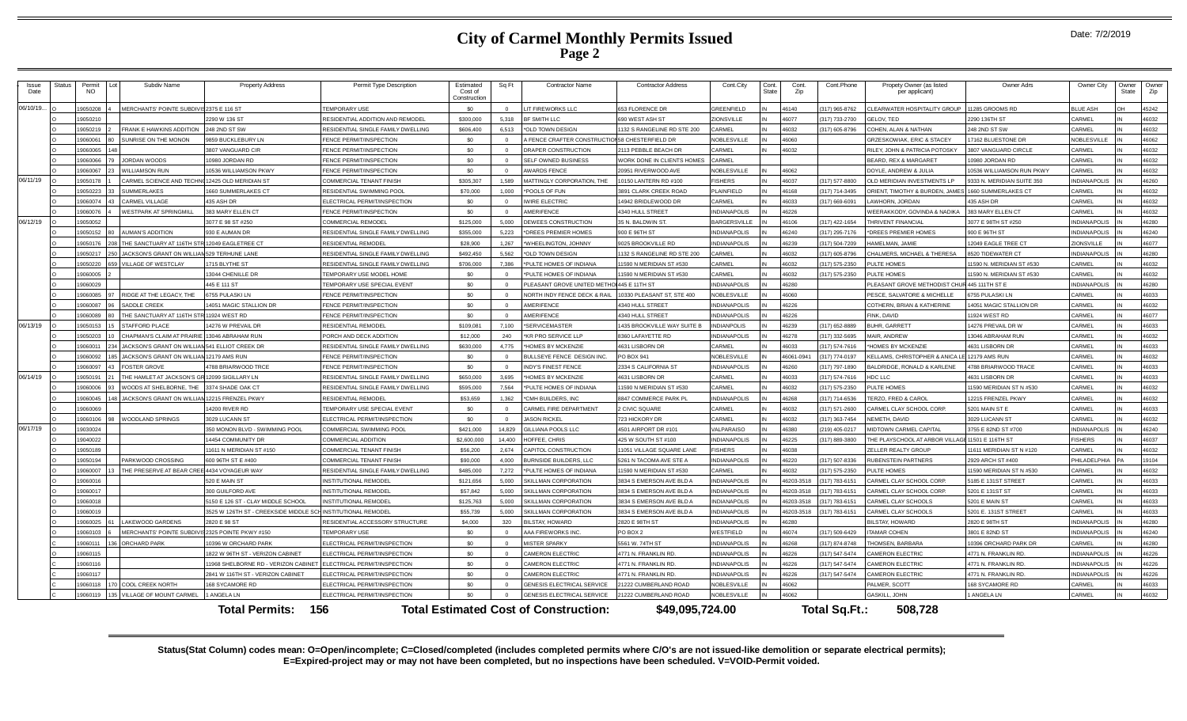# City of Carmel Monthly Permits Issued

## Page 2

Date: 7/2/2019

| Issue Date | Status | Permit NO | Lot | Subdiv Name | Property Address | Permit Type Description | Estimated Cost of Construction | Sq Ft | Contractor Name | Contractor Address | Cont.City | Cont. State | Cont. Zip | Cont.Phone | Propety Owner (as listed per applicant) | Owner Adrs | Owner City | Owner State | Owner Zip |
|---|---|---|---|---|---|---|---|---|---|---|---|---|---|---|---|---|---|---|---|
| 06/10/19... | O | 19050208 | 4 | MERCHANTS' POINTE SUBDIVIS | 2375 E 116 ST | TEMPORARY USE | $0 | 0 | LIT FIREWORKS LLC | 653 FLORENCE DR | GREENFIELD | IN | 46140 | (317) 965-8762 | CLEARWATER HOSPITALITY GROUP | 11285 GROOMS RD | BLUE ASH | OH | 45242 |
| | O | 19050210 | | | 2290 W 136 ST | RESIDENTIAL ADDITION AND REMODEL | $300,000 | 5,318 | BF SMITH LLC | 690 WEST ASH ST | ZIONSVILLE | IN | 46077 | (317) 733-2700 | GELOV, TED | 2290 136TH ST | CARMEL | IN | 46032 |
| | O | 19050219 | 2 | FRANK E HAWKINS ADDITION | 248 2ND ST SW | RESIDENTIAL SINGLE FAMILY DWELLING | $606,400 | 6,513 | *OLD TOWN DESIGN | 1132 S RANGELINE RD STE 200 | CARMEL | IN | 46032 | (317) 605-8796 | COHEN, ALAN & NATHAN | 248 2ND ST SW | CARMEL | IN | 46032 |
| | O | 19060061 | 80 | SUNRISE ON THE MONON | 9859 BUCKLEBURY LN | FENCE PERMIT/INSPECTION | $0 | 0 | A FENCE CRAFTER CONSTRUCTION | 58 CHESTERFIELD DR | NOBLESVILLE | IN | 46060 | | GRZESKOWIAK, ERIC & STACEY | 17162 BLUESTONE DR | NOBLESVILLE | IN | 46062 |
| | O | 19060065 | 148 | | 3807 VANGUARD CIR | FENCE PERMIT/INSPECTION | $0 | 0 | DRAPER CONSTRUCTION | 2113 PEBBLE BEACH DR | CARMEL | IN | 46032 | | RILEY, JOHN & PATRICIA POTOSKY | 3807 VANGUARD CIRCLE | CARMEL | IN | 46032 |
| | O | 19060066 | 79 | JORDAN WOODS | 10980 JORDAN RD | FENCE PERMIT/INSPECTION | $0 | 0 | SELF OWNED BUSINESS | WORK DONE IN CLIENTS HOMES | CARMEL | | | | BEARD, REX & MARGARET | 10980 JORDAN RD | CARMEL | IN | 46032 |
| | O | 19060067 | 23 | WILLIAMSON RUN | 10536 WILLIAMSON PKWY | FENCE PERMIT/INSPECTION | $0 | 0 | AWARDS FENCE | 20951 RIVERWOOD AVE | NOBLESVILLE | IN | 46062 | | DOYLE, ANDREW & JULIA | 10536 WILLIAMSON RUN PKWY | CARMEL | IN | 46032 |
| 06/11/19 | O | 19050178 | 1 | CARMEL SCIENCE AND TECHNO | 12425 OLD MERIDIAN ST | COMMERCIAL TENANT FINISH | $305,307 | 1,589 | MATTINGLY CORPORATION, THE | 10150 LANTERN RD #100 | FISHERS | IN | 46037 | (317) 577-8800 | OLD MERIDIAN INVESTMENTS LP | 9333 N. MERIDIAN SUITE 350 | INDIANAPOLIS | IN | 46260 |
| | O | 19050223 | 33 | SUMMERLAKES | 1660 SUMMERLAKES CT | RESIDENTIAL SWIMMING POOL | $70,000 | 1,000 | *POOLS OF FUN | 3891 CLARK CREEK ROAD | PLAINFIELD | IN | 46168 | (317) 714-3495 | ORIENT, TIMOTHY & BURDEN, JAMES | 1660 SUMMERLAKES CT | CARMEL | IN | 46032 |
| | O | 19060074 | 43 | CARMEL VILLAGE | 435 ASH DR | ELECTRICAL PERMIT/INSPECTION | $0 | 0 | IWIRE ELECTRIC | 14942 BRIDLEWOOD DR | CARMEL | IN | 46033 | (317) 669-6091 | LAWHORN, JORDAN | 435 ASH DR | CARMEL | IN | 46032 |
| | O | 19060076 | 4 | WESTPARK AT SPRINGMILL | 383 MARY ELLEN CT | FENCE PERMIT/INSPECTION | $0 | 0 | AMERIFENCE | 4340 HULL STREET | INDIANAPOLIS | IN | 46226 | | WEERAKKODY, GOVINDA & NADIKA | 383 MARY ELLEN CT | CARMEL | IN | 46032 |
| 06/12/19 | O | 19050052 | | | 3077 E 98 ST #250 | COMMERCIAL REMODEL | $125,000 | 5,000 | DEWEES CONSTRUCTION | 35 N. BALDWIN ST. | BARGERSVILLE | IN | 46106 | (317) 422-1654 | THRIVENT FINANCIAL | 3077 E 98TH ST #250 | INDIANAPOLIS | IN | 46280 |
| | O | 19050152 | 80 | AUMAN'S ADDITION | 930 E AUMAN DR | RESIDENTIAL SINGLE FAMILY DWELLING | $355,000 | 5,223 | *DREES PREMIER HOMES | 900 E 96TH ST | INDIANAPOLIS | IN | 46240 | (317) 295-7176 | *DREES PREMIER HOMES | 900 E 96TH ST | INDIANAPOLIS | IN | 46240 |
| | O | 19050176 | 208 | THE SANCTUARY AT 116TH STR | 12049 EAGLETREE CT | RESIDENTIAL REMODEL | $28,900 | 1,267 | *WHEELINGTON, JOHNNY | 9025 BROOKVILLE RD | INDIANAPOLIS | IN | 46239 | (317) 504-7209 | HAMELMAN, JAMIE | 12049 EAGLE TREE CT | ZIONSVILLE | IN | 46077 |
| | O | 19050217 | 250 | JACKSON'S GRANT ON WILLIAM | 529 TERHUNE LANE | RESIDENTIAL SINGLE FAMILY DWELLING | $492,450 | 5,562 | *OLD TOWN DESIGN | 1132 S RANGELINE RD STE 200 | CARMEL | IN | 46032 | (317) 605-8796 | CHALMERS, MICHAEL & THERESA | 8520 TIDEWATER CT | INDIANAPOLIS | IN | 46280 |
| | O | 19050220 | 659 | VILLAGE OF WESTCLAY | 1715 BLYTHE ST | RESIDENTIAL SINGLE FAMILY DWELLING | $706,000 | 7,386 | *PULTE HOMES OF INDIANA | 11590 N MERIDIAN ST #530 | CARMEL | IN | 46032 | (317) 575-2350 | PULTE HOMES | 11590 N. MERIDIAN ST #530 | CARMEL | IN | 46032 |
| | O | 19060005 | 2 | | 13044 CHENILLE DR | TEMPORARY USE MODEL HOME | $0 | 0 | *PULTE HOMES OF INDIANA | 11590 N MERIDIAN ST #530 | CARMEL | IN | 46032 | (317) 575-2350 | PULTE HOMES | 11590 N. MERIDIAN ST #530 | CARMEL | IN | 46032 |
| | O | 19060029 | | | 445 E 111 ST | TEMPORARY USE SPECIAL EVENT | $0 | 0 | PLEASANT GROVE UNITED METHO | 445 E 11TH ST | INDIANAPOLIS | IN | 46280 | | PLEASANT GROVE METHODIST CHUR | 445 111TH ST E | INDIANAPOLIS | IN | 46280 |
| | O | 19060085 | 97 | RIDGE AT THE LEGACY, THE | 6755 PULASKI LN | FENCE PERMIT/INSPECTION | $0 | 0 | NORTH INDY FENCE DECK & RAIL | 10330 PLEASANT ST, STE 400 | NOBLESVILLE | IN | 46060 | | PESCE, SALVATORE & MICHELLE | 6755 PULASKI LN | CARMEL | IN | 46033 |
| | O | 19060087 | 96 | SADDLE CREEK | 14051 MAGIC STALLION DR | FENCE PERMIT/INSPECTION | $0 | 0 | AMERIFENCE | 4340 HULL STREET | INDIANAPOLIS | IN | 46226 | | COTHERN, BRIAN & KATHERINE | 14051 MAGIC STALLION DR | CARMEL | IN | 46032 |
| | O | 19060089 | 80 | THE SANCTUARY AT 116TH STR | 11924 WEST RD | FENCE PERMIT/INSPECTION | $0 | 0 | AMERIFENCE | 4340 HULL STREET | INDIANAPOLIS | IN | 46226 | | FINK, DAVID | 11924 WEST RD | CARMEL | IN | 46077 |
| 06/13/19 | O | 19050153 | 15 | STAFFORD PLACE | 14276 W PREVAIL DR | RESIDENTIAL REMODEL | $109,081 | 7,100 | *SERVICEMASTER | 1435 BROOKVILLE WAY SUITE B | INDIANPOLIS | IN | 46239 | (317) 652-8889 | BUHR, GARRETT | 14276 PREVAIL DR W | CARMEL | IN | 46033 |
| | O | 19050203 | 10 | CHAPMAN'S CLAIM AT PRAIRIE | 13046 ABRAHAM RUN | PORCH AND DECK ADDITION | $12,000 | 240 | *KR PRO SERVICE LLP | 8360 LAFAYETTE RD | INDIANAPOLIS | IN | 46278 | (317) 332-5695 | MAIR, ANDREW | 13046 ABRAHAM RUN | CARMEL | IN | 46032 |
| | O | 19060011 | 234 | JACKSON'S GRANT ON WILLIAM | 541 ELLIOT CREEK DR | RESIDENTIAL SINGLE FAMILY DWELLING | $630,000 | 4,775 | *HOMES BY MCKENZIE | 4631 LISBORN DR | CARMEL | IN | 46033 | (317) 574-7616 | *HOMES BY MCKENZIE | 4631 LISBORN DR | CARMEL | IN | 46033 |
| | O | 19060092 | 185 | JACKSON'S GRANT ON WILLIAM | 12179 AMS RUN | FENCE PERMIT/INSPECTION | $0 | 0 | BULLSEYE FENCE DESIGN INC. | PO BOX 941 | NOBLESVILLE | IN | 46061-0941 | (317) 774-0197 | KELLAMS, CHRISTOPHER & ANICA LE | 12179 AMS RUN | CARMEL | IN | 46032 |
| | O | 19060097 | 43 | FOSTER GROVE | 4788 BRIARWOOD TRCE | FENCE PERMIT/INSPECTION | $0 | 0 | INDY'S FINEST FENCE | 2334 S CALIFORNIA ST | INDIANAPOLIS | IN | 46260 | (317) 797-1890 | BALDRIDGE, RONALD & KARLENE | 4788 BRIARWOOD TRACE | CARMEL | IN | 46033 |
| 06/14/19 | O | 19050191 | 21 | THE HAMLET AT JACKSON'S GR | 12099 SIGILLARY LN | RESIDENTIAL SINGLE FAMILY DWELLING | $650,000 | 3,695 | *HOMES BY MCKENZIE | 4631 LISBORN DR | CARMEL | IN | 46033 | (317) 574-7616 | HDC LLC | 4631 LISBORN DR | CARMEL | IN | 46033 |
| | O | 19060006 | 93 | WOODS AT SHELBORNE, THE | 3374 SHADE OAK CT | RESIDENTIAL SINGLE FAMILY DWELLING | $595,000 | 7,564 | *PULTE HOMES OF INDIANA | 11590 N MERIDIAN ST #530 | CARMEL | IN | 46032 | (317) 575-2350 | PULTE HOMES | 11590 MERIDIAN ST N #530 | CARMEL | IN | 46032 |
| | O | 19060045 | 148 | JACKSON'S GRANT ON WILLIAM | 12215 FRENZEL PKWY | RESIDENTIAL REMODEL | $53,659 | 1,362 | *CMH BUILDERS, INC | 8847 COMMERCE PARK PL | INDIANAPOLIS | IN | 46268 | (317) 714-6536 | TERZO, FRED & CAROL | 12215 FRENZEL PKWY | CARMEL | IN | 46032 |
| | O | 19060069 | | | 14200 RIVER RD | TEMPORARY USE SPECIAL EVENT | $0 | 0 | CARMEL FIRE DEPARTMENT | 2 CIVIC SQUARE | CARMEL | IN | 46032 | (317) 571-2600 | CARMEL CLAY SCHOOL CORP. | 5201 MAIN ST E | CARMEL | IN | 46033 |
| | O | 19060106 | 98 | WOODLAND SPRINGS | 3029 LUCANN ST | ELECTRICAL PERMIT/INSPECTION | $0 | 0 | JASON RICKEL | 723 HICKORY DR | CARMEL | IN | 46032 | (317) 363-7454 | NEMETH, DAVID | 3029 LUCANN ST | CARMEL | IN | 46032 |
| 06/17/19 | O | 19030024 | | | 350 MONON BLVD - SWIMMING POOL | COMMERCIAL SWIMMING POOL | $421,000 | 14,829 | GILLIANA POOLS LLC | 4501 AIRPORT DR #101 | VALPARAISO | IN | 46380 | (219) 405-0217 | MIDTOWN CARMEL CAPITAL | 3755 E 82ND ST #700 | INDIANAPOLIS | IN | 46240 |
| | O | 19040022 | | | 14454 COMMUNITY DR | COMMERCIAL ADDITION | $2,600,000 | 14,400 | HOFFEE, CHRIS | 425 W SOUTH ST #100 | INDIANAPOLIS | IN | 46225 | (317) 889-3800 | THE PLAYSCHOOL AT ARBOR VILLAGE | 11501 E 116TH ST | FISHERS | IN | 46037 |
| | O | 19050189 | | | 11611 N MERIDIAN ST #150 | COMMERCIAL TENANT FINISH | $56,200 | 2,674 | CAPITOL CONSTRUCTION | 11051 VILLAGE SQUARE LANE | FISHERS | IN | 46038 | | ZELLER REALTY GROUP | 11611 MERIDIAN ST N #120 | CARMEL | IN | 46032 |
| | O | 19050194 | | PARKWOOD CROSSING | 600 96TH ST E #400 | COMMERCIAL TENANT FINISH | $90,000 | 4,000 | BURNSIDE BUILDERS, LLC | 5261 N TACOMA AVE STE A | INDIANAPOLIS | IN | 46220 | (317) 507-8336 | RUBENSTEIN PARTNERS | 2929 ARCH ST #400 | PHILADELPHIA | PA | 19104 |
| | O | 19060007 | 13 | THE PRESERVE AT BEAR CREE | 4434 VOYAGEUR WAY | RESIDENTIAL SINGLE FAMILY DWELLING | $485,000 | 7,272 | *PULTE HOMES OF INDIANA | 11590 N MERIDIAN ST #530 | CARMEL | IN | 46032 | (317) 575-2350 | PULTE HOMES | 11590 MERIDIAN ST N #530 | CARMEL | IN | 46032 |
| | O | 19060016 | | | 520 E MAIN ST | INSTITUTIONAL REMODEL | $121,656 | 5,000 | SKILLMAN CORPORATION | 3834 S EMERSON AVE BLD A | INDIANAPOLIS | IN | 46203-3518 | (317) 783-6151 | CARMEL CLAY SCHOOL CORP. | 5185 E 131ST STREET | CARMEL | IN | 46033 |
| | O | 19060017 | | | 300 GUILFORD AVE | INSTITUTIONAL REMODEL | $57,842 | 5,000 | SKILLMAN CORPORATION | 3834 S EMERSON AVE BLD A | INDIANAPOLIS | IN | 46203-3518 | (317) 783-6151 | CARMEL CLAY SCHOOL CORP. | 5201 E 131ST ST | CARMEL | IN | 46033 |
| | O | 19060018 | | | 5150 E 126 ST - CLAY MIDDLE SCHOOL | INSTITUTIONAL REMODEL | $125,763 | 5,000 | SKILLMAN CORPORATION | 3834 S EMERSON AVE BLD A | INDIANAPOLIS | IN | 46203-3518 | (317) 783-6151 | CARMEL CLAY SCHOOLS | 5201 E MAIN ST | CARMEL | IN | 46033 |
| | O | 19060019 | | | 3525 W 126TH ST - CREEKSIDE MIDDLE SCH | INSTITUTIONAL REMODEL | $55,739 | 5,000 | SKILLMAN CORPORATION | 3834 S EMERSON AVE BLD A | INDIANAPOLIS | IN | 46203-3518 | (317) 783-6151 | CARMEL CLAY SCHOOLS | 5201 E. 131ST STREET | CARMEL | IN | 46033 |
| | O | 19060025 | 61 | LAKEWOOD GARDENS | 2820 E 98 ST | RESIDENTIAL ACCESSORY STRUCTURE | $4,000 | 320 | BILSTAY, HOWARD | 2820 E 98TH ST | INDIANAPOLIS | IN | 46280 | | BILSTAY, HOWARD | 2820 E 98TH ST | INDIANAPOLIS | IN | 46280 |
| | O | 19060103 | 6 | MERCHANTS' POINTE SUBDIVIS | 2325 POINTE PKWY #150 | TEMPORARY USE | $0 | 0 | AAA FIREWORKS INC. | PO BOX 2 | WESTFIELD | IN | 46074 | (317) 509-6429 | ITAMAR COHEN | 3801 E 82ND ST | INDIANAPOLIS | IN | 46240 |
| | O | 19060111 | 136 | ORCHARD PARK | 10396 W ORCHARD PARK | ELECTRICAL PERMIT/INSPECTION | $0 | 0 | MISTER SPARKY | 5561 W. 74TH ST | INDIANAPOLIS | IN | 46268 | (317) 874-8748 | THOMSEN, BARBARA | 10396 ORCHARD PARK DR | CARMEL | IN | 46280 |
| | C | 19060115 | | | 1822 W 96TH ST - VERIZON CABINET | ELECTRICAL PERMIT/INSPECTION | $0 | 0 | CAMERON ELECTRIC | 4771 N. FRANKLIN RD. | INDIANAPOLIS | IN | 46226 | (317) 547-5474 | CAMERON ELECTRIC | 4771 N. FRANKLIN RD. | INDIANAPOLIS | IN | 46226 |
| | C | 19060116 | | | 11968 SHELBORNE RD - VERIZON CABINET | ELECTRICAL PERMIT/INSPECTION | $0 | 0 | CAMERON ELECTRIC | 4771 N. FRANKLIN RD. | INDIANAPOLIS | IN | 46226 | (317) 547-5474 | CAMERON ELECTRIC | 4771 N. FRANKLIN RD. | INDIANAPOLIS | IN | 46226 |
| | C | 19060117 | | | 2841 W 116TH ST - VERIZON CABINET | ELECTRICAL PERMIT/INSPECTION | $0 | 0 | CAMERON ELECTRIC | 4771 N. FRANKLIN RD. | INDIANAPOLIS | IN | 46226 | (317) 547-5474 | CAMERON ELECTRIC | 4771 N. FRANKLIN RD. | INDIANAPOLIS | IN | 46226 |
| | C | 19060118 | 170 | COOL CREEK NORTH | 168 SYCAMORE RD | ELECTRICAL PERMIT/INSPECTION | $0 | 0 | GENESIS ELECTRICAL SERVICE | 21222 CUMBERLAND ROAD | NOBLESVILLE | IN | 46062 | | PALMER, SCOTT | 168 SYCAMORE RD | CARMEL | IN | 46033 |
| | C | 19060119 | 135 | VILLAGE OF MOUNT CARMEL | 1 ANGELA LN | ELECTRICAL PERMIT/INSPECTION | $0 | 0 | GENESIS ELECTRICAL SERVICE | 21222 CUMBERLAND ROAD | NOBLESVILLE | IN | 46062 | | GASKILL, JOHN | 1 ANGELA LN | CARMEL | IN | 46032 |

**Total Permits: 156** **Total Estimated Cost of Construction: $49,095,724.00** **Total Sq.Ft.: 508,728**

**Status(Stat Column) codes mean: O=Open/incomplete; C=Closed/completed (includes completed permits where C/O's are not issued-like demolition or separate electrical permits); E=Expired-project may or may not have been completed, but no inspections have been scheduled. V=VOID-Permit voided.**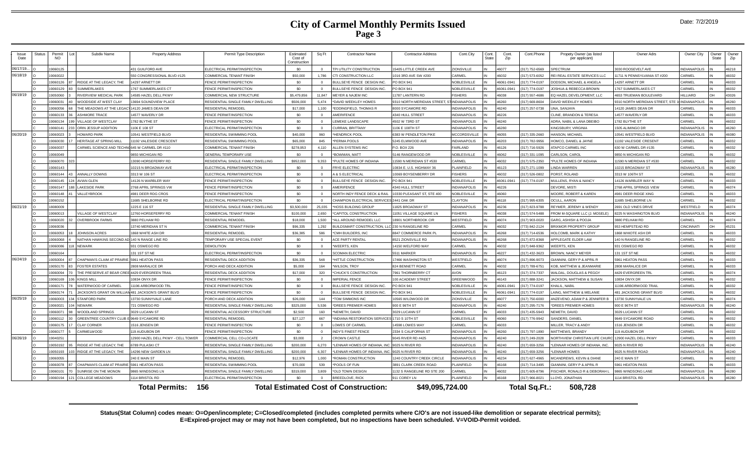# City of Carmel Monthly Permits Issued
## Page 3

Date: 7/2/2019

| Issue Date | Status | Permit NO | Lot | Subdiv Name | Property Address | Permit Type Description | Estimated Cost of Construction | Sq Ft | Contractor Name | Contractor Address | Cont.City | Cont. State | Cont. Zip | Cont.Phone | Propety Owner (as listed per applicant) | Owner Adrs | Owner City | Owner State | Owner Zip |
|---|---|---|---|---|---|---|---|---|---|---|---|---|---|---|---|---|---|---|---|
| 06/17/19... | O | 19060125 | | | 431 GUILFORD AVE | ELECTRICAL PERMIT/INSPECTION | $0 | 0 | TPI UTILITY CONSTRUCTION | 15405 LITTLE CREEK AVE | ZIONSVILLE | IN | 46077 | (317) 752-6569 | SPECTRUM | 3030 ROOSEVELT AVE | INDIANAPOLIS | IN | 46218 |
| 06/18/19 | O | 19060022 | | | 550 CONGRESSIONAL BLVD #125 | COMMERCIAL TENANT FINISH | $50,000 | 1,786 | CTI CONSTRUCTION LLC | 1016 3RD AVE SW #200 | CARMEL | IN | 46032 | (317) 573-6052 | REI REAL ESTATE SERVICES LLC | 11711 N PENNSYLVANIA ST #200 | CARMEL | IN | 46032 |
| | O | 19060126 | 87 | RIDGE AT THE LEGACY, THE | 14297 ARNETT DR | FENCE PERMIT/INSPECTION | $0 | 0 | BULLSEYE FENCE DESIGN INC. | PO BOX 941 | NOBLESVILLE | IN | 46061-0941 | (317) 774-0197 | DODSON, MICHAEL & ANGELA | 14297 ARNETT DR | CARMEL | IN | 46033 |
| | O | 19060129 | 83 | SUMMERLAKES | 1767 SUMMERLAKES CT | FENCE PERMIT/INSPECTION | $0 | 0 | BULLSEYE FENCE DESIGN INC. | PO BOX 941 | NOBLESVILLE | IN | 46061-0941 | (317) 774-0197 | JOSHUA & REBECCA BROWN | 1767 SUMMERLAKES CT | CARMEL | IN | 46032 |
| 06/19/19 | O | 19050060 | 3 | RIVERVIEW MEDICAL PARK | 14585 HAZEL DELL PKWY | COMMERCIAL NEW STRUCTURE | $5,479,856 | 11,847 | MEYER & NAJEM INC | 11787 LANTERN RD | FISHERS | IN | 46038 | (317) 557-4686 | EQ HAZEL DEVELOPMENT, LLC | 4653 TRUEMAN BOULEVARD | HILLIARD | OH | 43026 |
| | O | 19060031 | 40 | WOODSIDE AT WEST CLAY | 13694 SOUNDVIEW PLACE | RESIDENTIAL SINGLE FAMILY DWELLING | $506,000 | 5,474 | *DAVID WEEKLEY HOMES | 9310 NORTH MERIDIAN STREET, ST | INDIANAPOLIS | IN | 46260 | (317) 669-8604 | DAVID WEEKLEY HOMES | 9310 NORTH MERIDIAN STREET, STE 1 | INDIANAPOLIS | IN | 46260 |
| | O | 19060056 | 68 | THE MEADOWS AT THE LEGACY | 14120 JAMES DEAN DR | RESIDENTIAL REMODEL | $17,000 | 1,100 | *EDDINGFIELD, THOMAS R | 8000 SYCAMORE RD | INDIANAPOLIS | IN | 46240 | (317) 257-0738 | UNA, SANJAYA | 14120 JAMES DEAN DR | CARMEL | IN | 46033 |
| | O | 19060133 | 36 | ASHMORE TRACE | 14577 WAVERLY DR | FENCE PERMIT/INSPECTION | $0 | 0 | AMERIFENCE | 4340 HULL STREET | INDIANAPOLIS | IN | 46226 | | CLINE, BRANDON & TERESA | 14577 WAVERLY DR | CARMEL | IN | 46033 |
| | O | 19060134 | 199 | VILLAGE OF WESTCLAY | 1782 BLYTHE ST | FENCE PERMIT/INSPECTION | $0 | 0 | LEMEKE LANDSCAPE | 4502 W 73RD ST | INDIANAPOLIS | IN | 46240 | | ADRA, NABIL & LANA DBEIBO | 1782 BLYTHE ST | CARMEL | IN | 46032 |
| | C | 19060141 | 233 | ORIN JESSUP ADDITION | 1106 E 108 ST | ELECTRICAL PERMIT/INSPECTION | $0 | 0 | CURRAN, BRITTANY | 1106 E 108TH ST | INDIANAPOLIS | IN | 46280 | | KINGSBURY, VIRGINIA | 1505 ALIMINGO DR | INDIANAPOLIS | IN | 46260 |
| 06/20/19 | O | 19060023 | 3 | HOWARD PARK | 10541 WESTFIELD BLVD | RESIDENTIAL SWIMMING POOL | $40,000 | 960 | *HENDRICK POOL | 6383 W PENDLETON PIKE | MCCORDSVILLE | IN | 46055 | (317) 335-2660 | HANSON, MICHAEL | 10541 WESTFIELD BLVD | INDIANAPOLIS | IN | 46080 |
| | O | 19060030 | 17 | HERITAGE AT SPRING MILL | 11192 VALESIDE CRESCENT | RESIDENTIAL SWIMMING POOL | $65,000 | 845 | *PERMA POOLS | 5245 ELMWOOD AVE | INDIANAPOLIS | IN | 46203 | (317) 782-9956 | HOMCO, DANIEL & JAYNE | 11192 VALESIDE CRESENT | CARMEL | IN | 46032 |
| | O | 19060037 | | CARMEL SCIENCE AND TECHNO | 645 W CARMEL DR #110 | COMMERCIAL TENANT FINISH | $278,953 | 4,110 | ALLEN SYSTEMS INC | P.O. BOX 226 | FAIRLAND | IN | 46126 | (317) 716-5926 | ATAPCO CARMEL INC | 630 W CARMEL DR #135 | CARMEL | IN | 46032 |
| | O | 19060049 | | | 9850 MICHIGAN RD | GENERAL TEMPORARY USE | $0 | 0 | *BOWMAN, MATT | 5146 RANGEWOOD DR | NOBLESVILLE | IN | 46062 | (317) 331-1095 | CARLSON, CAROL | 9850 N MICHIGAN RD | CARMEL | IN | 46032 |
| | O | 19060070 | 323 | | 13090 HORSEFERRY RD | RESIDENTIAL SINGLE FAMILY DWELLING | $952,000 | 9,353 | *PULTE HOMES OF INDIANA | 11590 N MERIDIAN ST #530 | CARMEL | IN | 46032 | (317) 575-2350 | *PULTE HOMES OF INDIANA | 11590 N MERIDIAN ST #530 | CARMEL | IN | 46032 |
| | C | 19060143 | | | 10215 N BROADWAY AVE | ELECTRICAL PERMIT/INSPECTION | $0 | 0 | FRYE ELECTRIC | 10834 E. U.S. HIGHWAY 36 | PLAINFIELD | IN | 46123 | (317) 271-1099 | LINDA WARREN | 10215 BROADWAY ST | INDIANAPOLIS | IN | 46280 |
| | O | 19060144 | 43 | ANNALLY DOWNS | 3313 W 106 ST | ELECTRICAL PERMIT/INSPECTION | $0 | 0 | A & S ELECTRICAL | 10069 BOYSENBERRY DR | FISHERS | IN | 46032 | (317) 526-0802 | PORST, ROLAND | 3313 W 106TH ST | CARMEL | IN | 46032 |
| | O | 19060145 | 124 | AVIAN GLEN | 14126 N WARBLER WAY | FENCE PERMIT/INSPECTION | $0 | 0 | BULLSEYE FENCE DESIGN INC. | PO BOX 941 | NOBLESVILLE | IN | 46061-0941 | (317) 774-0197 | MULLENS, RYAN & NANCY | 14126 WARBLER WAY N | CARMEL | IN | 46033 |
| | C | 19060147 | 188 | LAKESIDE PARK | 2768 APRIL SPRINGS VW | FENCE PERMIT/INSPECTION | $0 | 0 | AMERIFENCE | 4340 HULL STREET | INDIANAPOLIS | IN | 46226 | | DEVORE, MISTI | 2768 APRIL SPRINGS VIEW | CARMEL | IN | 46074 |
| | O | 19060148 | 41 | VALLEYBROOK | 4981 DEER RDG CROS | FENCE PERMIT/INSPECTION | $0 | 0 | NORTH INDY FENCE DECK & RAIL | 10330 PLEASANT ST, STE 400 | NOBLESVILLE | IN | 46060 | | MOORE, ROBERT & KAREN | 4981 DEER RIDGE XING | CARMEL | IN | 46033 |
| | O | 19060152 | | | 11685 SHELBORNE RD | ELECTRICAL PERMIT/INSPECTION | $0 | 0 | CHAMPION ELECTRICAL SERVICES | 2441 OAK DR | CLAYTON | IN | 46118 | (317) 995-6305 | OCULL, AARON | 11685 SHELBORNE LN | CARMEL | IN | 46032 |
| 06/21/19 | O | 18080009 | | | 1225 E 116 ST | RESIDENTIAL SINGLE FAMILY DWELLING | $3,500,000 | 25,035 | *HOSS BUILDING GROUP | 11825 BROADWAY ST | INDIANAPOLIS | IN | 46236 | (317) 823-9788 | REYMER, JEREMY & WENDY | 2691 OLD VINES DRIVE | WESTFIELD | IN | 46074 |
| | O | 19060013 | | VILLAGE OF WESTCLAY | 12760 HORSEFERRY RD | COMMERCIAL TENANT FINISH | $100,000 | 2,650 | *CAPITOL CONSTRUCTION | 11051 VILLAGE SQUARE LN | FISHERS | IN | 46038 | (317) 574-5488 | FROM M-SQUARE LLC (J. MOSELE) | 8225 N WASHINGTON BLVD | INDIANAPOLIS | IN | 46240 |
| | O | 19060020 | 32 | OVERBROOK FARMS | 3880 PELHAM RD | RESIDENTIAL REMODEL | $18,000 | 1,500 | *ALL AROUND REMODEL LLC | 18901 NORTHBROOK CIR | WESTFIELD | IN | 46074 | (317) 903-0020 | GARG, ASHISH & POOJA | 3880 PELHAM RD | CARMEL | IN | 46074 |
| | O | 19060036 | | | 13740 MERIDIAN ST N | COMMERCIAL TENANT FINISH | $96,335 | 1,292 | BUILDSMART CONSTRUCTION, LLC | 230 N RANGELINE RD | CARMEL | IN | 46032 | (773) 842-2124 | BRIXMOR PROPERTY GROUP | 953 HEMPSTEAD RD | CINCINNATI | OH | 45231 |
| | O | 19060053 | 18 | JOHNSON ACRES | 1868 WHITE ASH DR | RESIDENTIAL REMODEL | $36,385 | 586 | *CMH BUILDERS, INC | 8847 COMMERCE PARK PL | INDIANAPOLIS | IN | 46268 | (317) 714-6536 | HOLCOMB, MARK & KATHY | 1868 WHIOTE ASH DR | CARMEL | IN | 46033 |
| | O | 19060068 | 4 | NATHAN HAWKINS SECOND AD | 140 N RANGE LINE RD | TEMPORARY USE SPECIAL EVENT | $0 | 0 | ACE PARTY RENTAL | 8521 ZIONSVILLE RD | INDIANAPOLIS | IN | 46268 | (317) 872-8368 | APPLEGATE ELDER LAW | 140 N RANGELINE RD | CARMEL | IN | 46032 |
| | O | 19060086 | 118 | NEWARK | 931 OSWEGO RD | DEMOLITION | $0 | 0 | *WEERTS, KEN | 14150 WELFORD WAY | CARMEL | IN | 46032 | (317) 848-9362 | WEERTS, KEN | 931 OSWEGO RD | CARMEL | IN | 46032 |
| | O | 19060164 | | | 131 1ST ST NE | ELECTRICAL PERMIT/INSPECTION | $0 | 0 | SCOMAN ELECTRIC | 5511 MARKER | INDIANAPOLIS | IN | 46227 | (317) 432-3623 | BROWN, NANCY MEYER | 131 1ST ST NE | CARMEL | IN | 46032 |
| 06/24/19 | O | 19050004 | 87 | CHAPMAN'S CLAIM AT PRAIRIE | 5961 HEATON PASS | RESIDENTIAL DECK ADDITION | $36,335 | 548 | *HITTLE CONSTRUCTION | 17466 WASHINGTON ST | WESTFIELD | IN | 46074 | (317) 896-9073 | GIANNINI, GERY P & APRIL R | 5961 HEATON PASS | CARMEL | IN | 46033 |
| | O | 19050170 | 83 | FOSTER ESTATES | 2808 MARALICE DR | PORCH AND DECK ADDITION | $5,000 | 164 | *WILSON, TROY | 824 BENNETT ROAD | CARMEL | IN | 46032 | (317) 789-6751 | KOB, MATTHEW & JEANMARIE | 2808 MARALICE DR | CARMEL | IN | 46033 |
| | O | 19060094 | 70 | THE PRESERVE AT BEAR CREE | 4429 EVERGREEN TRAIL | RESIDENTIAL DECK ADDITION | $17,000 | 320 | *CHUCK'S CONSTRUCTION | 7961 THORNBERRY CT | AVON | IN | 46123 | (317) 374-7337 | WALDAL, DOUGLAS & PEGGY | 4429 EVERGREEN TRL | CARMEL | IN | 46074 |
| | O | 19060169 | 106 | KINGS MILL | 10834 ONYX DR | FENCE PERMIT/INSPECTION | $0 | 0 | IMPERIAL FENCE | 100 ACADEMY STREET | GREENWOOD | IN | 46143 | (317) 888-3241 | JACKSON, MATTHEW & SUSAN | 10834 ONYX DR | CARMEL | IN | 46032 |
| | O | 19060171 | 78 | WATERWOOD OF CARMEL | 11196 ARBORWOOD TRL | FENCE PERMIT/INSPECTION | $0 | 0 | BULLSEYE FENCE DESIGN INC. | PO BOX 941 | NOBLESVILLE | IN | 46061-0941 | (317) 774-0197 | KHALIL, NABIL | 11196 ARBORWOOD TRAIL | CARMEL | IN | 46032 |
| | O | 19060174 | 71 | JACKSON'S GRANT ON WILLIAM | 481 JACKSON'S GRANT BLVD | FENCE PERMIT/INSPECTION | $0 | 0 | BULLSEYE FENCE DESIGN INC. | PO BOX 941 | NOBLESVILLE | IN | 46061-0941 | (317) 774-0197 | LAING, MATTHEW & MELANIE | 481 JACKSONS GRANT BLVD | CARMEL | IN | 46032 |
| 06/25/19 | O | 19060003 | 134 | STANFORD PARK | 13730 SUNNYVALE LANE | PORCH AND DECK ADDITION | $26,000 | 144 | *TOM SIMMONS INC | 10565 WILDWOOD DR | ZIONSVILLE | IN | 46077 | (317) 750-6000 | ANZEVENO, ADAM P & JENNIFER B | 13730 SUNNYVALE LN | CARMEL | IN | 46074 |
| | O | 19060021 | 104 | NEWARK | 721 OSWEGO RD | RESIDENTIAL SINGLE FAMILY DWELLING | $325,000 | 5,536 | *DREES PREMIER HOMES | 900 E 96TH ST | INDIANAPOLIS | IN | 46240 | (317) 295-7176 | *DREES PREMIER HOMES | 900 E 96TH ST | INDIANAPOLIS | IN | 46240 |
| | O | 19060071 | 98 | WOODLAND SPRINGS | 3029 LUCANN ST | RESIDENTIAL ACCESSORY STRUCTURE | $2,500 | 160 | NEMETH, DAVID | 3029 LUCANN ST | CARMEL | IN | 46033 | (317) 435-5943 | NEMETH, DAVID | 3029 LUCANN ST | CARMEL | IN | 46032 |
| | O | 19060112 | 30 | GREENTREE COUNTRY CLUB E | 9649 SYCAMORE RD | RESIDENTIAL REMODEL | $27,127 | 667 | *INDIANA RESTORATION SERVICES | 1710 S 10TH ST | NOBLESVILLE | IN | 46060 | (317) 776-9942 | SANDERS, DANIEL | 9649 SYCAMORE ROAD | CARMEL | IN | 46032 |
| | O | 19060175 | 17 | CLAY CORNER | 1516 JENSEN DR | FENCE PERMIT/INSPECTION | $0 | 0 | LOWES OF CARMEL | 14598 LOWES WAY | CARMEL | IN | 46033 | | MILLER, TRACY & ANDY | 1516 JENSEN DR | CARMEL | IN | 46032 |
| | O | 19060177 | 5 | CARMELWOOD | 119 AUDUBON DR | FENCE PERMIT/INSPECTION | $0 | 0 | INDY'S FINEST FENCE | 2334 S CALIFORNIA ST | INDIANAPOLIS | IN | 46260 | (317) 797-1890 | MATTHEWS, BRANDY | 119 AUDUBON DR | CARMEL | IN | 46032 |
| 06/26/19 | O | 19040251 | | | 12900 HAZEL DELL PKWY - CELL TOWER | COMMERCIAL CELL CO-LOCATE | $3,000 | 2 | CROWN CASTLE | 9045 RIVER RD #425 | INDIANAPOLIS | IN | 46240 | (317) 249-2028 | NORTHVIEW CHRISTIAN LIFE CHURC | 12900 HAZEL DELL PKWY | CARMEL | IN | 46033 |
| | O | 19050192 | 95 | RIDGE AT THE LEGACY, THE | 6789 PULASKI CT | RESIDENTIAL SINGLE FAMILY DWELLING | $200,000 | 6,270 | *LENNAR HOMES OF INDIANA, INC. | 9025 N RIVER RD | INDIANAPOLIS | IN | 46240 | (317) 659-3256 | *LENNAR HOMES OF INDIANA, INC. | 9025 N RIVER RD | INDIANAPOLIS | IN | 46240 |
| | O | 19050193 | 103 | RIDGE AT THE LEGACY, THE | 14296 NEW GARDEN LN | RESIDENTIAL SINGLE FAMILY DWELLING | $200,000 | 6,307 | *LENNAR HOMES OF INDIANA, INC. | 9025 N RIVER RD | INDIANAPOLIS | IN | 46240 | (317) 659-3256 | *LENNAR HOMES | 9025 N RIVER ROAD | INDIANAPOLIS | IN | 46240 |
| | O | 19060055 | | | 240 E MAIN ST | RESIDENTIAL REMODEL | $12,976 | 1,000 | *ROMAN CONSTRUCTION | 1240 COUNTRY CREEK CIRCLE | INDIANAPOLIS | IN | 46234 | (317) 627-4965 | MCANDREWS, KEVIN & DIANE | 240 E MAIN ST | CARMEL | IN | 46032 |
| | O | 19060078 | 87 | CHAPMAN'S CLAIM AT PRAIRIE | 5961 HEATON PASS | RESIDENTIAL SWIMMING POOL | $70,000 | 539 | *POOLS OF FUN | 3891 CLARK CREEK ROAD | PLAINFIELD | IN | 46168 | (317) 714-3495 | GIANNINI, GERY P & APRIL R | 5961 HEATON PASS | CARMEL | IN | 46033 |
| | O | 19060101 | 70 | SUNRISE ON THE MONON | 9865 WINDSONG LN | RESIDENTIAL SINGLE FAMILY DWELLING | $319,000 | 3,809 | *OLD TOWN DESIGN | 1132 S RANGELINE RD STE 200 | CARMEL | IN | 46032 | (317) 605-8796 | FISCHER, RONALD R & DEBORAH L | 9865 WINDSONG LANE | INDIANAPOLIS | IN | 46280 |
| | O | 19060194 | 121 | COLLEGE MEADOWS | 1114 BRISTOL RD | ELECTRICAL PERMIT/INSPECTION | $0 | 0 | BREEDLOVE, RICK | 911 COREY LN | PLAINFIELD | IN | 46168 | (317) 966-8021 | LLOYD, JONATHAN | 1114 BRISTOL RD | INDIANAPOLIS | IN | 46280 |

**Total Permits: 156** **Total Estimated Cost of Construction: $49,095,724.00** **Total Sq.Ft.: 508,728**

**Status(Stat Column) codes mean: O=Open/incomplete; C=Closed/completed (includes completed permits where C/O's are not issued-like demolition or separate electrical permits); E=Expired-project may or may not have been completed, but no inspections have been scheduled. V=VOID-Permit voided.**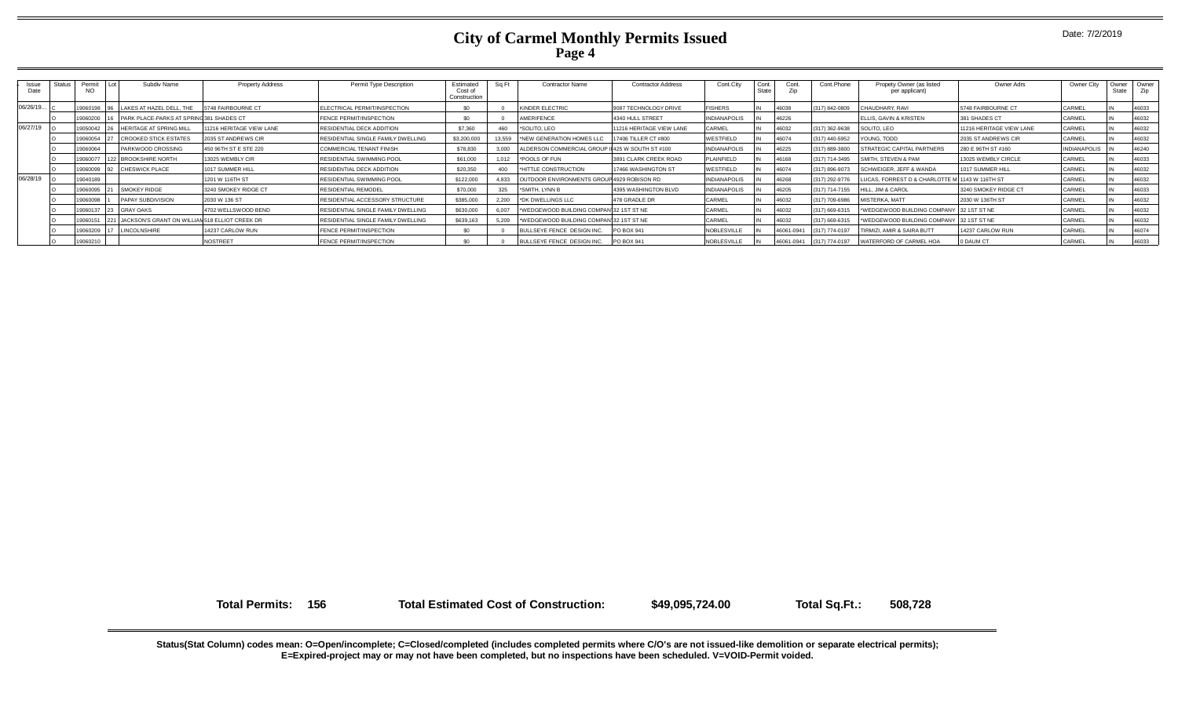# City of Carmel Monthly Permits Issued

## Page 4

Date: 7/2/2019

| Issue Date | Status | Permit NO | Lot | Subdiv Name | Property Address | Permit Type Description | Estimated Cost of Construction | Sq Ft | Contractor Name | Contractor Address | Cont.City | Cont. State | Cont. Zip | Cont.Phone | Propety Owner (as listed per applicant) | Owner Adrs | Owner City | Owner State | Owner Zip |
|---|---|---|---|---|---|---|---|---|---|---|---|---|---|---|---|---|---|---|---|
| 06/26/19... | C | 19060198 | 96 | LAKES AT HAZEL DELL, THE | 5748 FAIRBOURNE CT | ELECTRICAL PERMIT/INSPECTION | $0 | 0 | KINDER ELECTRIC | 9087 TECHNOLOGY DRIVE | FISHERS | IN | 46038 | (317) 842-0809 | CHAUDHARY, RAVI | 5748 FAIRBOURNE CT | CARMEL | IN | 46033 |
| | O | 19060200 | 16 | PARK PLACE-PARKS AT SPRING | 381 SHADES CT | FENCE PERMIT/INSPECTION | $0 | 0 | AMERIFENCE | 4340 HULL STREET | INDIANAPOLIS | IN | 46226 | | ELLIS, GAVIN & KRISTEN | 381 SHADES CT | CARMEL | IN | 46032 |
| 06/27/19 | O | 19050042 | 26 | HERITAGE AT SPRING MILL | 11216 HERITAGE VIEW LANE | RESIDENTIAL DECK ADDITION | $7,360 | 460 | *SOLITO, LEO | 11216 HERITAGE VIEW LANE | CARMEL | IN | 46032 | (317) 362-9638 | SOLITO, LEO | 11216 HERITAGE VIEW LANE | CARMEL | IN | 46032 |
| | O | 19060054 | 27 | CROOKED STICK ESTATES | 2035 ST ANDREWS CIR | RESIDENTIAL SINGLE FAMILY DWELLING | $3,200,000 | 13,559 | *NEW GENERATION HOMES LLC | 17406 TILLER CT #800 | WESTFIELD | IN | 46074 | (317) 440-5952 | YOUNG, TODD | 2035 ST ANDREWS CIR | CARMEL | IN | 46032 |
| | O | 19060064 | | PARKWOOD CROSSING | 450 96TH ST E STE 220 | COMMERCIAL TENANT FINISH | $78,830 | 3,000 | ALDERSON COMMERCIAL GROUP I | 425 W SOUTH ST #100 | INDIANAPOLIS | IN | 46225 | (317) 889-3800 | STRATEGIC CAPITAL PARTNERS | 280 E 96TH ST #160 | INDIANAPOLIS | IN | 46240 |
| | O | 19060077 | 122 | BROOKSHIRE NORTH | 13025 WEMBLY CIR | RESIDENTIAL SWIMMING POOL | $61,000 | 1,012 | *POOLS OF FUN | 3891 CLARK CREEK ROAD | PLAINFIELD | IN | 46168 | (317) 714-3495 | SMITH, STEVEN & PAM | 13025 WEMBLY CIRCLE | CARMEL | IN | 46033 |
| | O | 19060099 | 92 | CHESWICK PLACE | 1017 SUMMER HILL | RESIDENTIAL DECK ADDITION | $20,350 | 400 | *HITTLE CONSTRUCTION | 17466 WASHINGTON ST | WESTFIELD | IN | 46074 | (317) 896-9073 | SCHWEIGER, JEFF & WANDA | 1017 SUMMER HILL | CARMEL | IN | 46032 |
| 06/28/19 | O | 19040189 | | | 1201 W 116TH ST | RESIDENTIAL SWIMMING POOL | $122,000 | 4,833 | OUTDOOR ENVIRONMENTS GROUP | 4929 ROBISON RD | INDIANAPOLIS | IN | 46268 | (317) 292-9776 | LUCAS, FORREST D & CHARLOTTE M | 1143 W 116TH ST | CARMEL | IN | 46032 |
| | O | 19060095 | 21 | SMOKEY RIDGE | 3240 SMOKEY RIDGE CT | RESIDENTIAL REMODEL | $70,000 | 325 | *SMITH, LYNN B | 4395 WASHINGTON BLVD | INDIANAPOLIS | IN | 46205 | (317) 714-7155 | HILL, JIM & CAROL | 3240 SMOKEY RIDGE CT | CARMEL | IN | 46033 |
| | O | 19060098 | 1 | PAPAY SUBDIVISION | 2030 W 136 ST | RESIDENTIAL ACCESSORY STRUCTURE | $385,000 | 2,200 | *DK DWELLINGS LLC | 478 GRADLE DR | CARMEL | IN | 46032 | (317) 709-6986 | MISTERKA, MATT | 2030 W 136TH ST | CARMEL | IN | 46032 |
| | O | 19060137 | 23 | GRAY OAKS | 4702 WELLSWOOD BEND | RESIDENTIAL SINGLE FAMILY DWELLING | $630,000 | 6,007 | *WEDGEWOOD BUILDING COMPANY | 32 1ST ST NE | CARMEL | IN | 46032 | (317) 669-6315 | *WEDGEWOOD BUILDING COMPANY | 32 1ST ST NE | CARMEL | IN | 46032 |
| | O | 19060151 | 221 | JACKSON'S GRANT ON WILLIAM | 518 ELLIOT CREEK DR | RESIDENTIAL SINGLE FAMILY DWELLING | $639,163 | 5,209 | *WEDGEWOOD BUILDING COMPANY | 32 1ST ST NE | CARMEL | IN | 46032 | (317) 669-6315 | *WEDGEWOOD BUILDING COMPANY | 32 1ST ST NE | CARMEL | IN | 46032 |
| | O | 19060209 | 17 | LINCOLNSHIRE | 14237 CARLOW RUN | FENCE PERMIT/INSPECTION | $0 | 0 | BULLSEYE FENCE DESIGN INC. | PO BOX 941 | NOBLESVILLE | IN | 46061-0941 | (317) 774-0197 | TIRMIZI, AMIR & SAIRA BUTT | 14237 CARLOW RUN | CARMEL | IN | 46074 |
| | O | 19060210 | | | NOSTREET | FENCE PERMIT/INSPECTION | $0 | 0 | BULLSEYE FENCE DESIGN INC. | PO BOX 941 | NOBLESVILLE | IN | 46061-0941 | (317) 774-0197 | WATERFORD OF CARMEL HOA | 0 DAUM CT | CARMEL | IN | 46033 |

**Total Permits: 156** **Total Estimated Cost of Construction: $49,095,724.00** **Total Sq.Ft.: 508,728**

**Status(Stat Column) codes mean: O=Open/incomplete; C=Closed/completed (includes completed permits where C/O's are not issued-like demolition or separate electrical permits); E=Expired-project may or may not have been completed, but no inspections have been scheduled. V=VOID-Permit voided.**